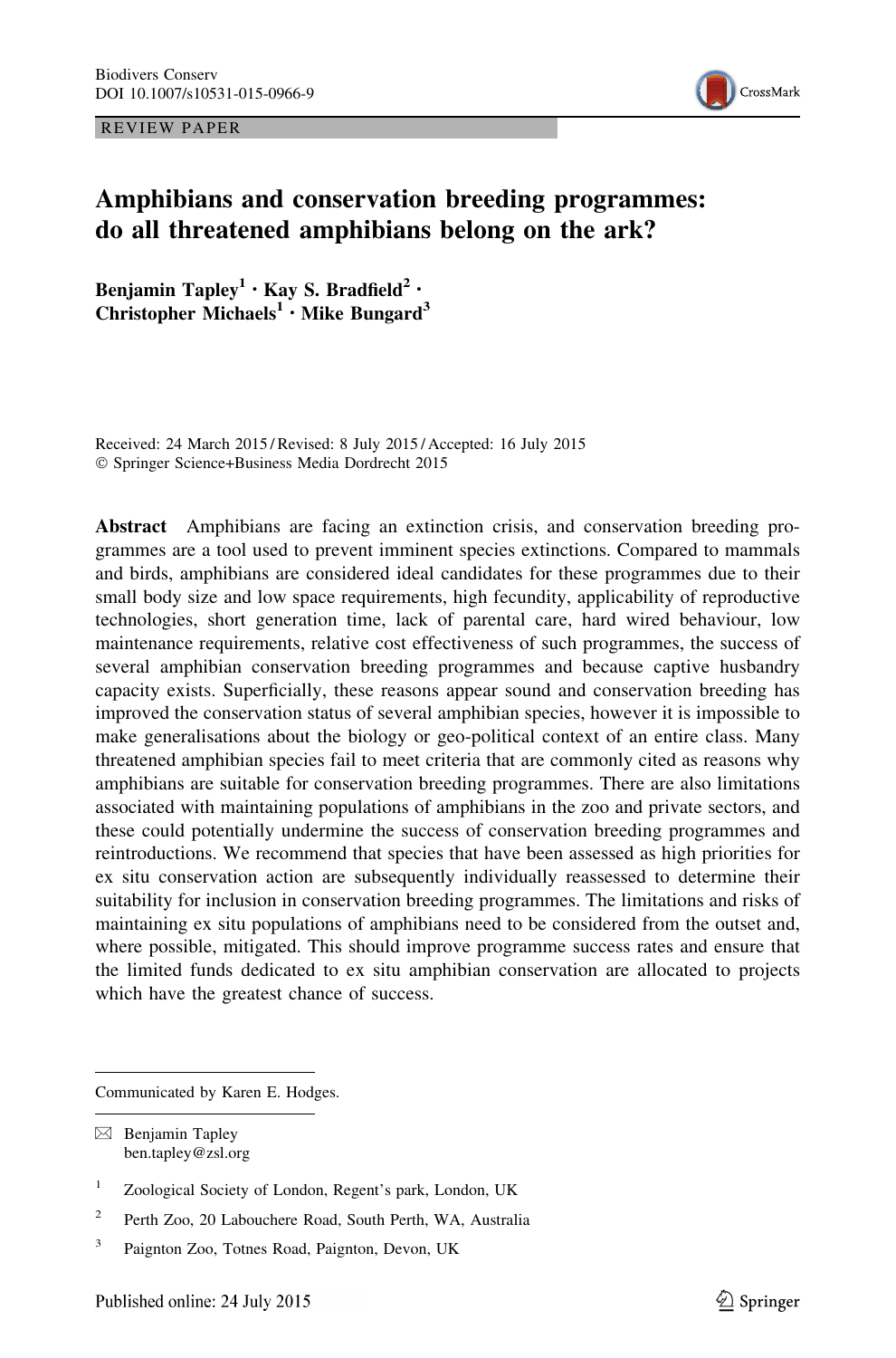REVIEW PAPER

# Amphibians and conservation breeding programmes: do all threatened amphibians belong on the ark?

**Benjamin Tapley[1] · Kay S. Bradfield[2] · Christopher Michaels[1] · Mike Bungard[3]**

Received: 24 March 2015 / Revised: 8 July 2015 / Accepted: 16 July 2015
© Springer Science+Business Media Dordrecht 2015

**Abstract** Amphibians are facing an extinction crisis, and conservation breeding programmes are a tool used to prevent imminent species extinctions. Compared to mammals and birds, amphibians are considered ideal candidates for these programmes due to their small body size and low space requirements, high fecundity, applicability of reproductive technologies, short generation time, lack of parental care, hard wired behaviour, low maintenance requirements, relative cost effectiveness of such programmes, the success of several amphibian conservation breeding programmes and because captive husbandry capacity exists. Superficially, these reasons appear sound and conservation breeding has improved the conservation status of several amphibian species, however it is impossible to make generalisations about the biology or geo-political context of an entire class. Many threatened amphibian species fail to meet criteria that are commonly cited as reasons why amphibians are suitable for conservation breeding programmes. There are also limitations associated with maintaining populations of amphibians in the zoo and private sectors, and these could potentially undermine the success of conservation breeding programmes and reintroductions. We recommend that species that have been assessed as high priorities for ex situ conservation action are subsequently individually reassessed to determine their suitability for inclusion in conservation breeding programmes. The limitations and risks of maintaining ex situ populations of amphibians need to be considered from the outset and, where possible, mitigated. This should improve programme success rates and ensure that the limited funds dedicated to ex situ amphibian conservation are allocated to projects which have the greatest chance of success.

Communicated by Karen E. Hodges.

✉ Benjamin Tapley
ben.tapley@zsl.org

[1] Zoological Society of London, Regent's park, London, UK

[2] Perth Zoo, 20 Labouchere Road, South Perth, WA, Australia

[3] Paignton Zoo, Totnes Road, Paignton, Devon, UK

Published online: 24 July 2015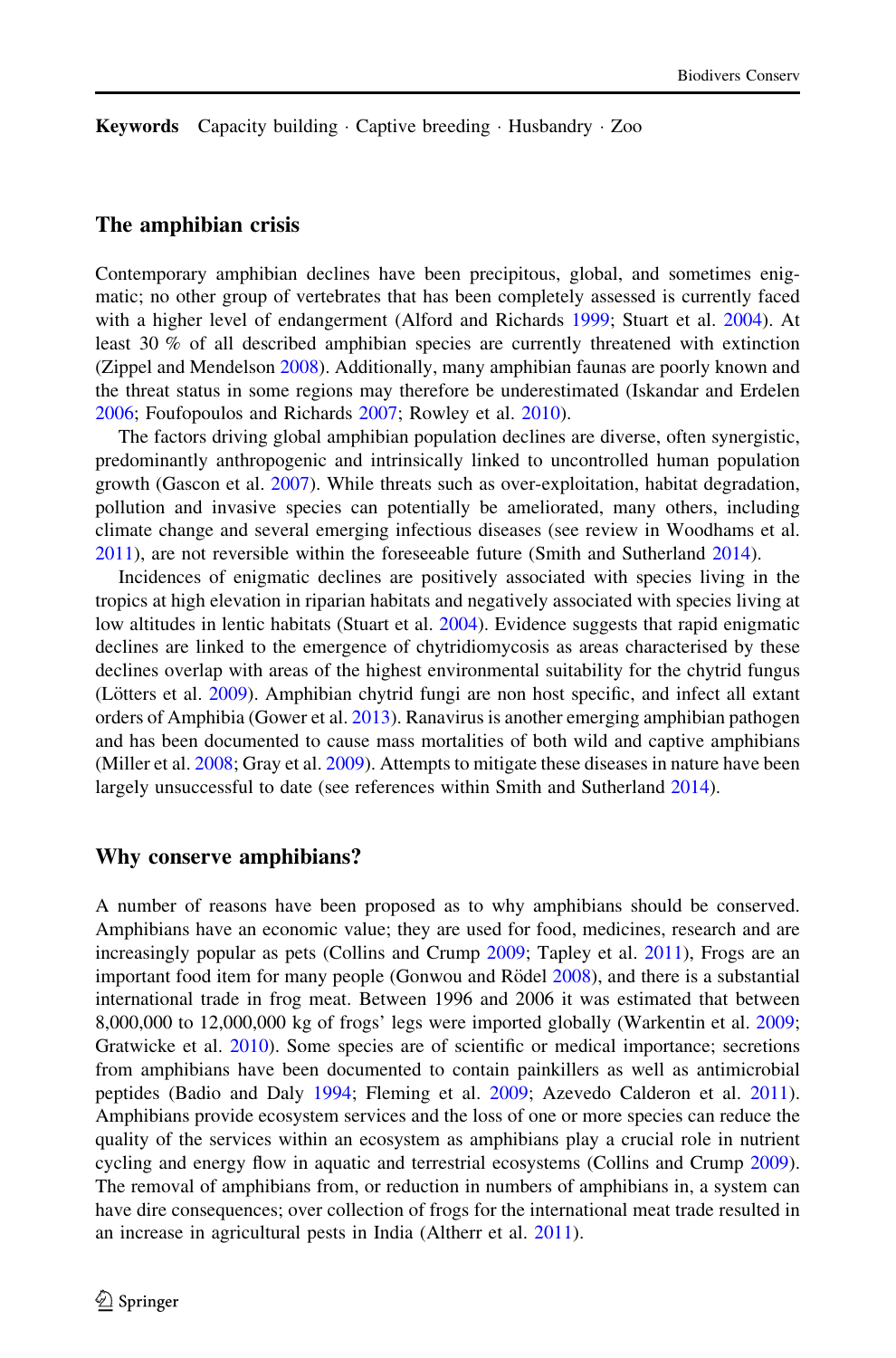**Keywords** Capacity building · Captive breeding · Husbandry · Zoo

## The amphibian crisis

Contemporary amphibian declines have been precipitous, global, and sometimes enigmatic; no other group of vertebrates that has been completely assessed is currently faced with a higher level of endangerment (Alford and Richards 1999; Stuart et al. 2004). At least 30 % of all described amphibian species are currently threatened with extinction (Zippel and Mendelson 2008). Additionally, many amphibian faunas are poorly known and the threat status in some regions may therefore be underestimated (Iskandar and Erdelen 2006; Foufopoulos and Richards 2007; Rowley et al. 2010).

The factors driving global amphibian population declines are diverse, often synergistic, predominantly anthropogenic and intrinsically linked to uncontrolled human population growth (Gascon et al. 2007). While threats such as over-exploitation, habitat degradation, pollution and invasive species can potentially be ameliorated, many others, including climate change and several emerging infectious diseases (see review in Woodhams et al. 2011), are not reversible within the foreseeable future (Smith and Sutherland 2014).

Incidences of enigmatic declines are positively associated with species living in the tropics at high elevation in riparian habitats and negatively associated with species living at low altitudes in lentic habitats (Stuart et al. 2004). Evidence suggests that rapid enigmatic declines are linked to the emergence of chytridiomycosis as areas characterised by these declines overlap with areas of the highest environmental suitability for the chytrid fungus (Lötters et al. 2009). Amphibian chytrid fungi are non host specific, and infect all extant orders of Amphibia (Gower et al. 2013). Ranavirus is another emerging amphibian pathogen and has been documented to cause mass mortalities of both wild and captive amphibians (Miller et al. 2008; Gray et al. 2009). Attempts to mitigate these diseases in nature have been largely unsuccessful to date (see references within Smith and Sutherland 2014).

## Why conserve amphibians?

A number of reasons have been proposed as to why amphibians should be conserved. Amphibians have an economic value; they are used for food, medicines, research and are increasingly popular as pets (Collins and Crump 2009; Tapley et al. 2011), Frogs are an important food item for many people (Gonwou and Rödel 2008), and there is a substantial international trade in frog meat. Between 1996 and 2006 it was estimated that between 8,000,000 to 12,000,000 kg of frogs' legs were imported globally (Warkentin et al. 2009; Gratwicke et al. 2010). Some species are of scientific or medical importance; secretions from amphibians have been documented to contain painkillers as well as antimicrobial peptides (Badio and Daly 1994; Fleming et al. 2009; Azevedo Calderon et al. 2011). Amphibians provide ecosystem services and the loss of one or more species can reduce the quality of the services within an ecosystem as amphibians play a crucial role in nutrient cycling and energy flow in aquatic and terrestrial ecosystems (Collins and Crump 2009). The removal of amphibians from, or reduction in numbers of amphibians in, a system can have dire consequences; over collection of frogs for the international meat trade resulted in an increase in agricultural pests in India (Altherr et al. 2011).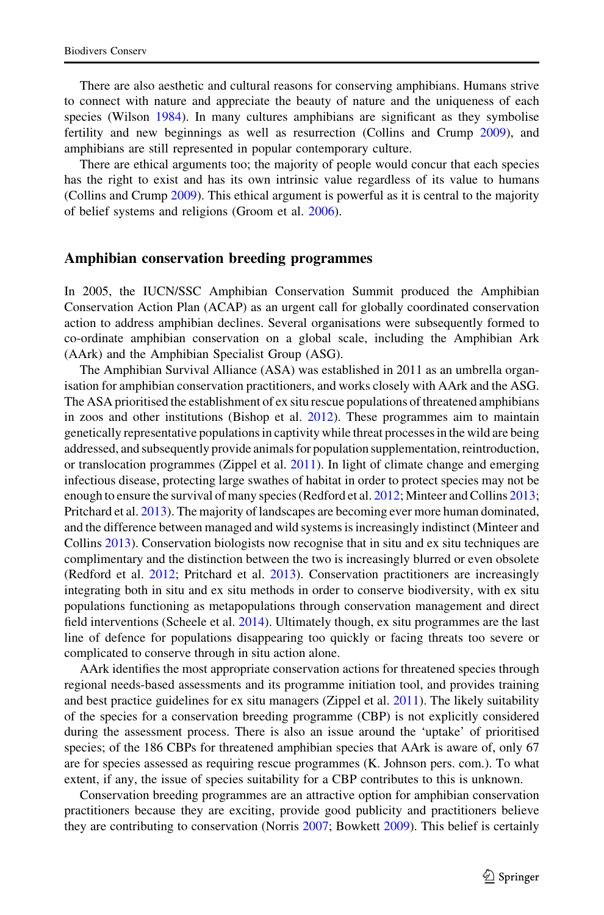There are also aesthetic and cultural reasons for conserving amphibians. Humans strive to connect with nature and appreciate the beauty of nature and the uniqueness of each species (Wilson 1984). In many cultures amphibians are significant as they symbolise fertility and new beginnings as well as resurrection (Collins and Crump 2009), and amphibians are still represented in popular contemporary culture.

There are ethical arguments too; the majority of people would concur that each species has the right to exist and has its own intrinsic value regardless of its value to humans (Collins and Crump 2009). This ethical argument is powerful as it is central to the majority of belief systems and religions (Groom et al. 2006).

## Amphibian conservation breeding programmes

In 2005, the IUCN/SSC Amphibian Conservation Summit produced the Amphibian Conservation Action Plan (ACAP) as an urgent call for globally coordinated conservation action to address amphibian declines. Several organisations were subsequently formed to co-ordinate amphibian conservation on a global scale, including the Amphibian Ark (AArk) and the Amphibian Specialist Group (ASG).

The Amphibian Survival Alliance (ASA) was established in 2011 as an umbrella organisation for amphibian conservation practitioners, and works closely with AArk and the ASG. The ASA prioritised the establishment of ex situ rescue populations of threatened amphibians in zoos and other institutions (Bishop et al. 2012). These programmes aim to maintain genetically representative populations in captivity while threat processes in the wild are being addressed, and subsequently provide animals for population supplementation, reintroduction, or translocation programmes (Zippel et al. 2011). In light of climate change and emerging infectious disease, protecting large swathes of habitat in order to protect species may not be enough to ensure the survival of many species (Redford et al. 2012; Minteer and Collins 2013; Pritchard et al. 2013). The majority of landscapes are becoming ever more human dominated, and the difference between managed and wild systems is increasingly indistinct (Minteer and Collins 2013). Conservation biologists now recognise that in situ and ex situ techniques are complimentary and the distinction between the two is increasingly blurred or even obsolete (Redford et al. 2012; Pritchard et al. 2013). Conservation practitioners are increasingly integrating both in situ and ex situ methods in order to conserve biodiversity, with ex situ populations functioning as metapopulations through conservation management and direct field interventions (Scheele et al. 2014). Ultimately though, ex situ programmes are the last line of defence for populations disappearing too quickly or facing threats too severe or complicated to conserve through in situ action alone.

AArk identifies the most appropriate conservation actions for threatened species through regional needs-based assessments and its programme initiation tool, and provides training and best practice guidelines for ex situ managers (Zippel et al. 2011). The likely suitability of the species for a conservation breeding programme (CBP) is not explicitly considered during the assessment process. There is also an issue around the 'uptake' of prioritised species; of the 186 CBPs for threatened amphibian species that AArk is aware of, only 67 are for species assessed as requiring rescue programmes (K. Johnson pers. com.). To what extent, if any, the issue of species suitability for a CBP contributes to this is unknown.

Conservation breeding programmes are an attractive option for amphibian conservation practitioners because they are exciting, provide good publicity and practitioners believe they are contributing to conservation (Norris 2007; Bowkett 2009). This belief is certainly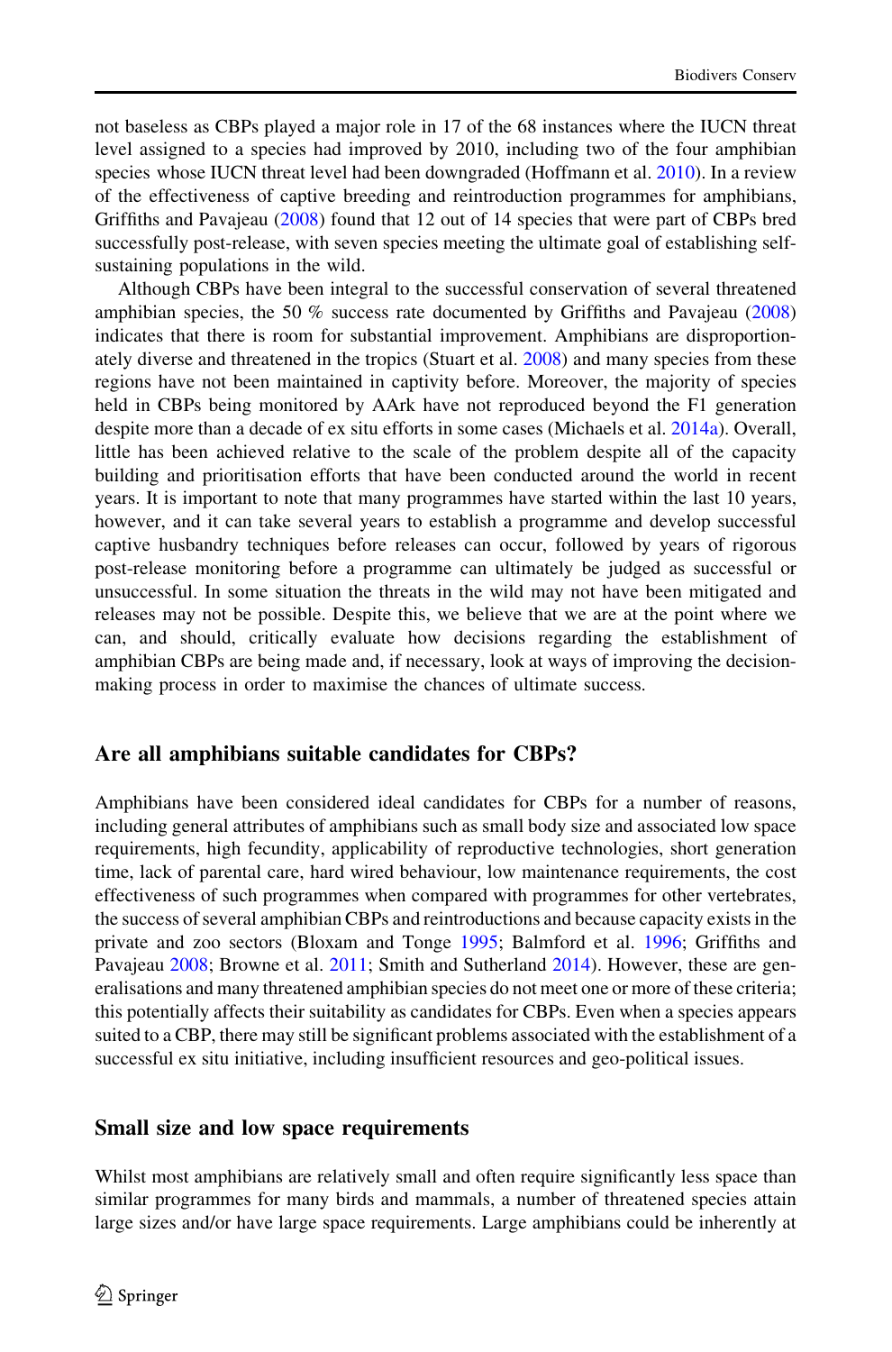not baseless as CBPs played a major role in 17 of the 68 instances where the IUCN threat level assigned to a species had improved by 2010, including two of the four amphibian species whose IUCN threat level had been downgraded (Hoffmann et al. 2010). In a review of the effectiveness of captive breeding and reintroduction programmes for amphibians, Griffiths and Pavajeau (2008) found that 12 out of 14 species that were part of CBPs bred successfully post-release, with seven species meeting the ultimate goal of establishing self-sustaining populations in the wild.

Although CBPs have been integral to the successful conservation of several threatened amphibian species, the 50 % success rate documented by Griffiths and Pavajeau (2008) indicates that there is room for substantial improvement. Amphibians are disproportionately diverse and threatened in the tropics (Stuart et al. 2008) and many species from these regions have not been maintained in captivity before. Moreover, the majority of species held in CBPs being monitored by AArk have not reproduced beyond the F1 generation despite more than a decade of ex situ efforts in some cases (Michaels et al. 2014a). Overall, little has been achieved relative to the scale of the problem despite all of the capacity building and prioritisation efforts that have been conducted around the world in recent years. It is important to note that many programmes have started within the last 10 years, however, and it can take several years to establish a programme and develop successful captive husbandry techniques before releases can occur, followed by years of rigorous post-release monitoring before a programme can ultimately be judged as successful or unsuccessful. In some situation the threats in the wild may not have been mitigated and releases may not be possible. Despite this, we believe that we are at the point where we can, and should, critically evaluate how decisions regarding the establishment of amphibian CBPs are being made and, if necessary, look at ways of improving the decision-making process in order to maximise the chances of ultimate success.

## Are all amphibians suitable candidates for CBPs?

Amphibians have been considered ideal candidates for CBPs for a number of reasons, including general attributes of amphibians such as small body size and associated low space requirements, high fecundity, applicability of reproductive technologies, short generation time, lack of parental care, hard wired behaviour, low maintenance requirements, the cost effectiveness of such programmes when compared with programmes for other vertebrates, the success of several amphibian CBPs and reintroductions and because capacity exists in the private and zoo sectors (Bloxam and Tonge 1995; Balmford et al. 1996; Griffiths and Pavajeau 2008; Browne et al. 2011; Smith and Sutherland 2014). However, these are generalisations and many threatened amphibian species do not meet one or more of these criteria; this potentially affects their suitability as candidates for CBPs. Even when a species appears suited to a CBP, there may still be significant problems associated with the establishment of a successful ex situ initiative, including insufficient resources and geo-political issues.

## Small size and low space requirements

Whilst most amphibians are relatively small and often require significantly less space than similar programmes for many birds and mammals, a number of threatened species attain large sizes and/or have large space requirements. Large amphibians could be inherently at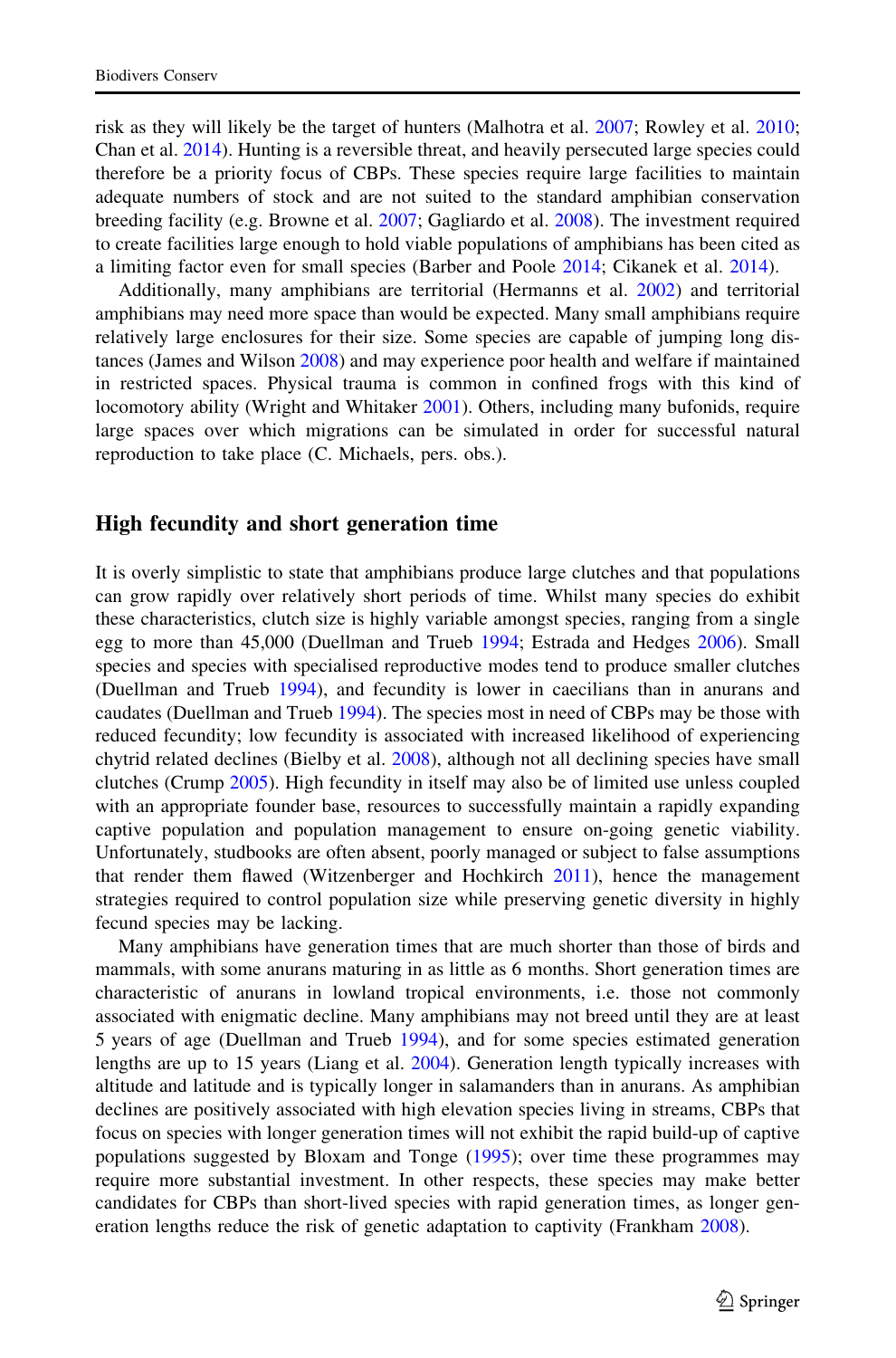risk as they will likely be the target of hunters (Malhotra et al. 2007; Rowley et al. 2010; Chan et al. 2014). Hunting is a reversible threat, and heavily persecuted large species could therefore be a priority focus of CBPs. These species require large facilities to maintain adequate numbers of stock and are not suited to the standard amphibian conservation breeding facility (e.g. Browne et al. 2007; Gagliardo et al. 2008). The investment required to create facilities large enough to hold viable populations of amphibians has been cited as a limiting factor even for small species (Barber and Poole 2014; Cikanek et al. 2014).

Additionally, many amphibians are territorial (Hermanns et al. 2002) and territorial amphibians may need more space than would be expected. Many small amphibians require relatively large enclosures for their size. Some species are capable of jumping long distances (James and Wilson 2008) and may experience poor health and welfare if maintained in restricted spaces. Physical trauma is common in confined frogs with this kind of locomotory ability (Wright and Whitaker 2001). Others, including many bufonids, require large spaces over which migrations can be simulated in order for successful natural reproduction to take place (C. Michaels, pers. obs.).

## High fecundity and short generation time

It is overly simplistic to state that amphibians produce large clutches and that populations can grow rapidly over relatively short periods of time. Whilst many species do exhibit these characteristics, clutch size is highly variable amongst species, ranging from a single egg to more than 45,000 (Duellman and Trueb 1994; Estrada and Hedges 2006). Small species and species with specialised reproductive modes tend to produce smaller clutches (Duellman and Trueb 1994), and fecundity is lower in caecilians than in anurans and caudates (Duellman and Trueb 1994). The species most in need of CBPs may be those with reduced fecundity; low fecundity is associated with increased likelihood of experiencing chytrid related declines (Bielby et al. 2008), although not all declining species have small clutches (Crump 2005). High fecundity in itself may also be of limited use unless coupled with an appropriate founder base, resources to successfully maintain a rapidly expanding captive population and population management to ensure on-going genetic viability. Unfortunately, studbooks are often absent, poorly managed or subject to false assumptions that render them flawed (Witzenberger and Hochkirch 2011), hence the management strategies required to control population size while preserving genetic diversity in highly fecund species may be lacking.

Many amphibians have generation times that are much shorter than those of birds and mammals, with some anurans maturing in as little as 6 months. Short generation times are characteristic of anurans in lowland tropical environments, i.e. those not commonly associated with enigmatic decline. Many amphibians may not breed until they are at least 5 years of age (Duellman and Trueb 1994), and for some species estimated generation lengths are up to 15 years (Liang et al. 2004). Generation length typically increases with altitude and latitude and is typically longer in salamanders than in anurans. As amphibian declines are positively associated with high elevation species living in streams, CBPs that focus on species with longer generation times will not exhibit the rapid build-up of captive populations suggested by Bloxam and Tonge (1995); over time these programmes may require more substantial investment. In other respects, these species may make better candidates for CBPs than short-lived species with rapid generation times, as longer generation lengths reduce the risk of genetic adaptation to captivity (Frankham 2008).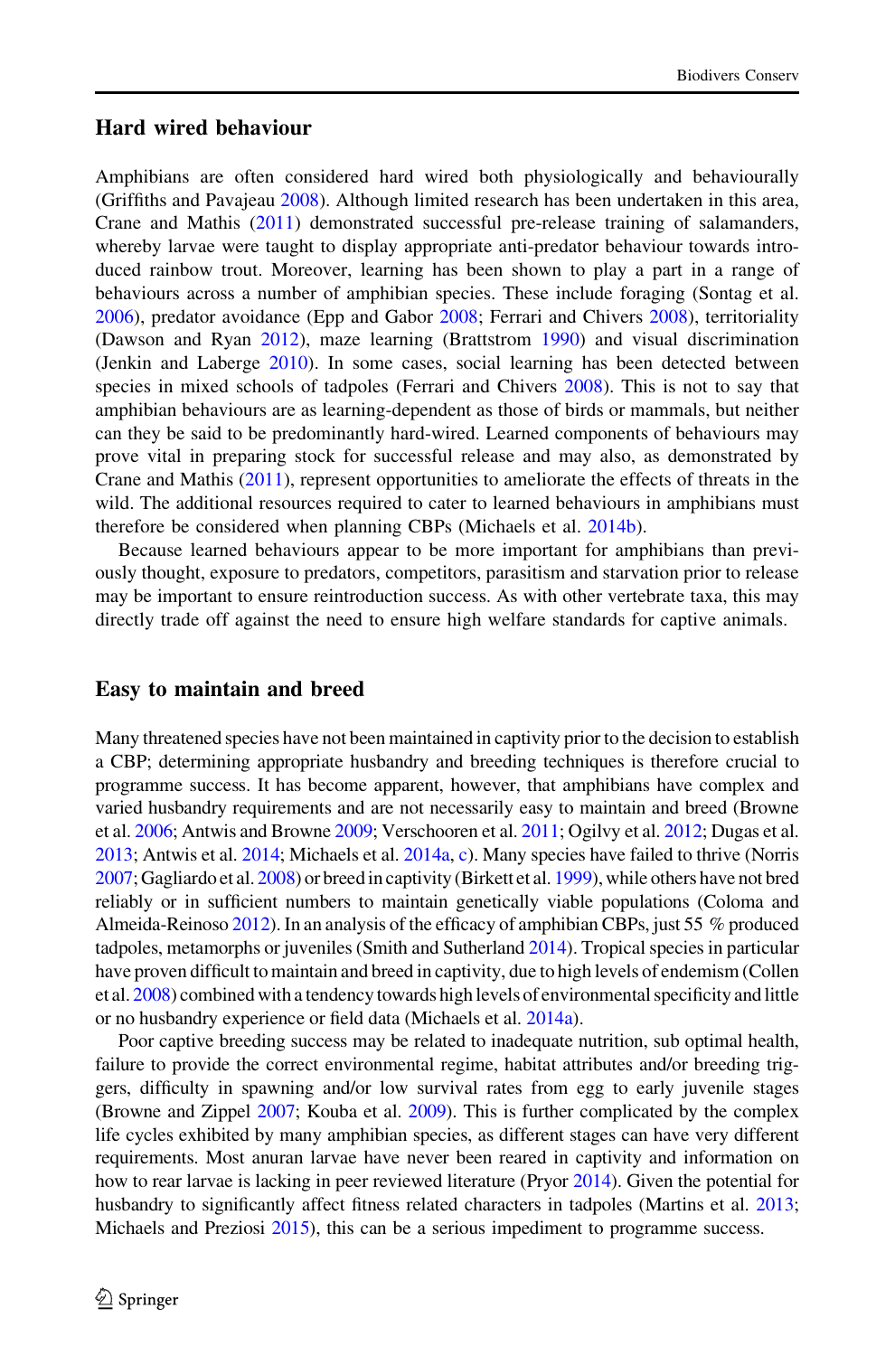## Hard wired behaviour

Amphibians are often considered hard wired both physiologically and behaviourally (Griffiths and Pavajeau 2008). Although limited research has been undertaken in this area, Crane and Mathis (2011) demonstrated successful pre-release training of salamanders, whereby larvae were taught to display appropriate anti-predator behaviour towards introduced rainbow trout. Moreover, learning has been shown to play a part in a range of behaviours across a number of amphibian species. These include foraging (Sontag et al. 2006), predator avoidance (Epp and Gabor 2008; Ferrari and Chivers 2008), territoriality (Dawson and Ryan 2012), maze learning (Brattstrom 1990) and visual discrimination (Jenkin and Laberge 2010). In some cases, social learning has been detected between species in mixed schools of tadpoles (Ferrari and Chivers 2008). This is not to say that amphibian behaviours are as learning-dependent as those of birds or mammals, but neither can they be said to be predominantly hard-wired. Learned components of behaviours may prove vital in preparing stock for successful release and may also, as demonstrated by Crane and Mathis (2011), represent opportunities to ameliorate the effects of threats in the wild. The additional resources required to cater to learned behaviours in amphibians must therefore be considered when planning CBPs (Michaels et al. 2014b).

Because learned behaviours appear to be more important for amphibians than previously thought, exposure to predators, competitors, parasitism and starvation prior to release may be important to ensure reintroduction success. As with other vertebrate taxa, this may directly trade off against the need to ensure high welfare standards for captive animals.

## Easy to maintain and breed

Many threatened species have not been maintained in captivity prior to the decision to establish a CBP; determining appropriate husbandry and breeding techniques is therefore crucial to programme success. It has become apparent, however, that amphibians have complex and varied husbandry requirements and are not necessarily easy to maintain and breed (Browne et al. 2006; Antwis and Browne 2009; Verschooren et al. 2011; Ogilvy et al. 2012; Dugas et al. 2013; Antwis et al. 2014; Michaels et al. 2014a, c). Many species have failed to thrive (Norris 2007; Gagliardo et al. 2008) or breed in captivity (Birkett et al. 1999), while others have not bred reliably or in sufficient numbers to maintain genetically viable populations (Coloma and Almeida-Reinoso 2012). In an analysis of the efficacy of amphibian CBPs, just 55 % produced tadpoles, metamorphs or juveniles (Smith and Sutherland 2014). Tropical species in particular have proven difficult to maintain and breed in captivity, due to high levels of endemism (Collen et al. 2008) combined with a tendency towards high levels of environmental specificity and little or no husbandry experience or field data (Michaels et al. 2014a).

Poor captive breeding success may be related to inadequate nutrition, sub optimal health, failure to provide the correct environmental regime, habitat attributes and/or breeding triggers, difficulty in spawning and/or low survival rates from egg to early juvenile stages (Browne and Zippel 2007; Kouba et al. 2009). This is further complicated by the complex life cycles exhibited by many amphibian species, as different stages can have very different requirements. Most anuran larvae have never been reared in captivity and information on how to rear larvae is lacking in peer reviewed literature (Pryor 2014). Given the potential for husbandry to significantly affect fitness related characters in tadpoles (Martins et al. 2013; Michaels and Preziosi 2015), this can be a serious impediment to programme success.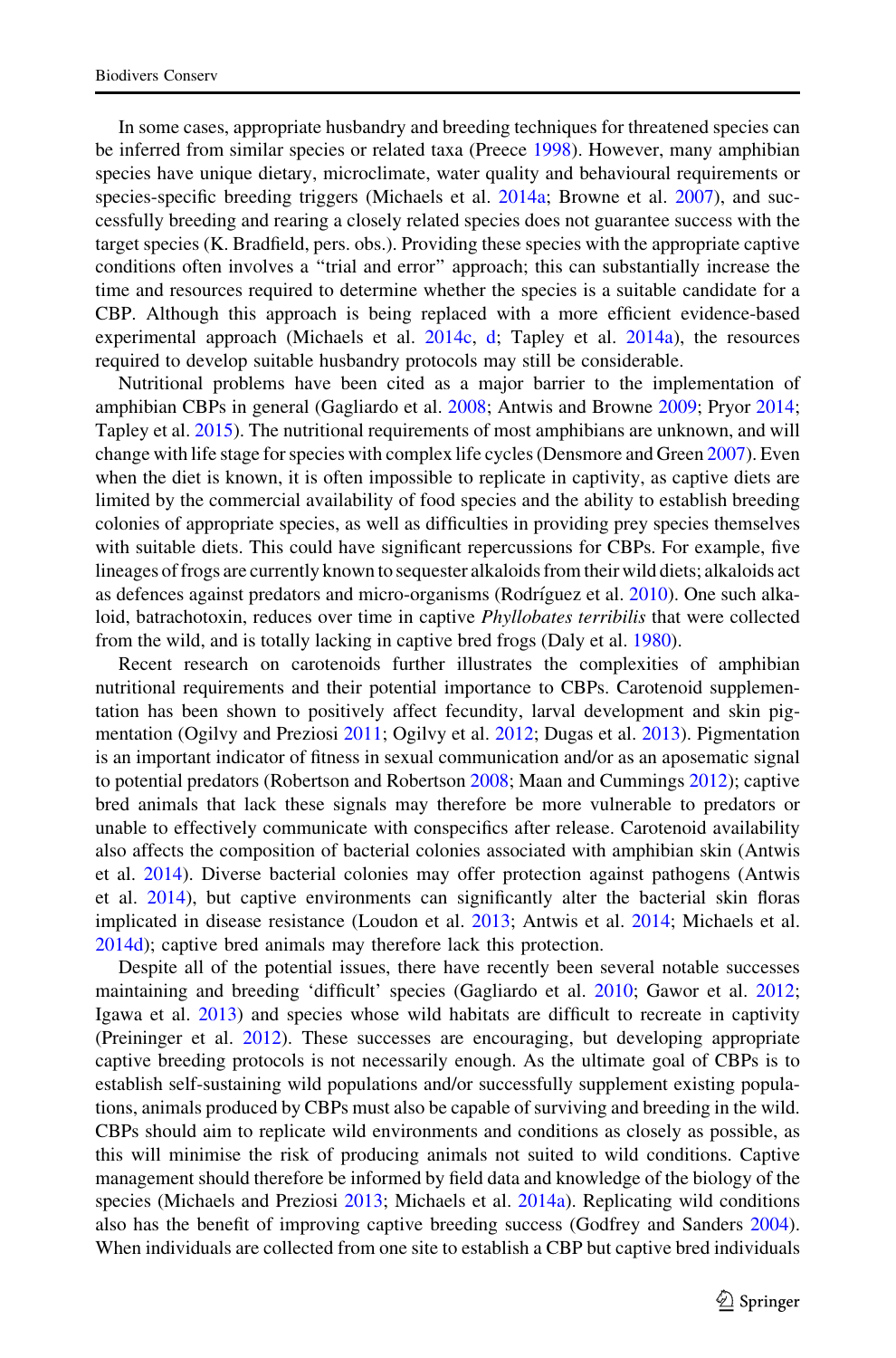In some cases, appropriate husbandry and breeding techniques for threatened species can be inferred from similar species or related taxa (Preece 1998). However, many amphibian species have unique dietary, microclimate, water quality and behavioural requirements or species-specific breeding triggers (Michaels et al. 2014a; Browne et al. 2007), and successfully breeding and rearing a closely related species does not guarantee success with the target species (K. Bradfield, pers. obs.). Providing these species with the appropriate captive conditions often involves a "trial and error" approach; this can substantially increase the time and resources required to determine whether the species is a suitable candidate for a CBP. Although this approach is being replaced with a more efficient evidence-based experimental approach (Michaels et al. 2014c, d; Tapley et al. 2014a), the resources required to develop suitable husbandry protocols may still be considerable.

Nutritional problems have been cited as a major barrier to the implementation of amphibian CBPs in general (Gagliardo et al. 2008; Antwis and Browne 2009; Pryor 2014; Tapley et al. 2015). The nutritional requirements of most amphibians are unknown, and will change with life stage for species with complex life cycles (Densmore and Green 2007). Even when the diet is known, it is often impossible to replicate in captivity, as captive diets are limited by the commercial availability of food species and the ability to establish breeding colonies of appropriate species, as well as difficulties in providing prey species themselves with suitable diets. This could have significant repercussions for CBPs. For example, five lineages of frogs are currently known to sequester alkaloids from their wild diets; alkaloids act as defences against predators and micro-organisms (Rodríguez et al. 2010). One such alkaloid, batrachotoxin, reduces over time in captive *Phyllobates terribilis* that were collected from the wild, and is totally lacking in captive bred frogs (Daly et al. 1980).

Recent research on carotenoids further illustrates the complexities of amphibian nutritional requirements and their potential importance to CBPs. Carotenoid supplementation has been shown to positively affect fecundity, larval development and skin pigmentation (Ogilvy and Preziosi 2011; Ogilvy et al. 2012; Dugas et al. 2013). Pigmentation is an important indicator of fitness in sexual communication and/or as an aposematic signal to potential predators (Robertson and Robertson 2008; Maan and Cummings 2012); captive bred animals that lack these signals may therefore be more vulnerable to predators or unable to effectively communicate with conspecifics after release. Carotenoid availability also affects the composition of bacterial colonies associated with amphibian skin (Antwis et al. 2014). Diverse bacterial colonies may offer protection against pathogens (Antwis et al. 2014), but captive environments can significantly alter the bacterial skin floras implicated in disease resistance (Loudon et al. 2013; Antwis et al. 2014; Michaels et al. 2014d); captive bred animals may therefore lack this protection.

Despite all of the potential issues, there have recently been several notable successes maintaining and breeding 'difficult' species (Gagliardo et al. 2010; Gawor et al. 2012; Igawa et al. 2013) and species whose wild habitats are difficult to recreate in captivity (Preininger et al. 2012). These successes are encouraging, but developing appropriate captive breeding protocols is not necessarily enough. As the ultimate goal of CBPs is to establish self-sustaining wild populations and/or successfully supplement existing populations, animals produced by CBPs must also be capable of surviving and breeding in the wild. CBPs should aim to replicate wild environments and conditions as closely as possible, as this will minimise the risk of producing animals not suited to wild conditions. Captive management should therefore be informed by field data and knowledge of the biology of the species (Michaels and Preziosi 2013; Michaels et al. 2014a). Replicating wild conditions also has the benefit of improving captive breeding success (Godfrey and Sanders 2004). When individuals are collected from one site to establish a CBP but captive bred individuals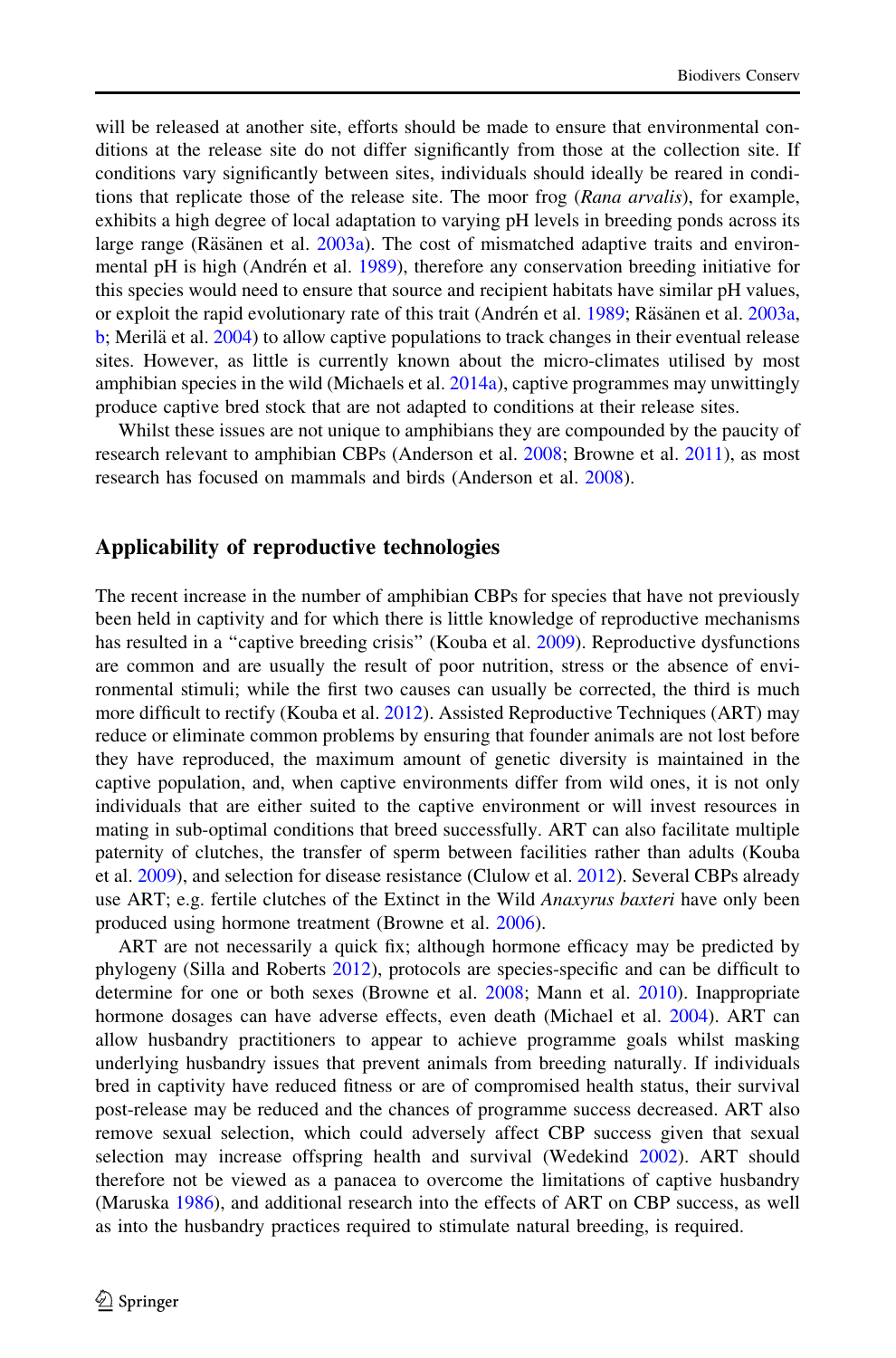will be released at another site, efforts should be made to ensure that environmental conditions at the release site do not differ significantly from those at the collection site. If conditions vary significantly between sites, individuals should ideally be reared in conditions that replicate those of the release site. The moor frog (*Rana arvalis*), for example, exhibits a high degree of local adaptation to varying pH levels in breeding ponds across its large range (Räsänen et al. 2003a). The cost of mismatched adaptive traits and environmental pH is high (Andrén et al. 1989), therefore any conservation breeding initiative for this species would need to ensure that source and recipient habitats have similar pH values, or exploit the rapid evolutionary rate of this trait (Andrén et al. 1989; Räsänen et al. 2003a, b; Merilä et al. 2004) to allow captive populations to track changes in their eventual release sites. However, as little is currently known about the micro-climates utilised by most amphibian species in the wild (Michaels et al. 2014a), captive programmes may unwittingly produce captive bred stock that are not adapted to conditions at their release sites.

Whilst these issues are not unique to amphibians they are compounded by the paucity of research relevant to amphibian CBPs (Anderson et al. 2008; Browne et al. 2011), as most research has focused on mammals and birds (Anderson et al. 2008).

## Applicability of reproductive technologies

The recent increase in the number of amphibian CBPs for species that have not previously been held in captivity and for which there is little knowledge of reproductive mechanisms has resulted in a "captive breeding crisis" (Kouba et al. 2009). Reproductive dysfunctions are common and are usually the result of poor nutrition, stress or the absence of environmental stimuli; while the first two causes can usually be corrected, the third is much more difficult to rectify (Kouba et al. 2012). Assisted Reproductive Techniques (ART) may reduce or eliminate common problems by ensuring that founder animals are not lost before they have reproduced, the maximum amount of genetic diversity is maintained in the captive population, and, when captive environments differ from wild ones, it is not only individuals that are either suited to the captive environment or will invest resources in mating in sub-optimal conditions that breed successfully. ART can also facilitate multiple paternity of clutches, the transfer of sperm between facilities rather than adults (Kouba et al. 2009), and selection for disease resistance (Clulow et al. 2012). Several CBPs already use ART; e.g. fertile clutches of the Extinct in the Wild *Anaxyrus baxteri* have only been produced using hormone treatment (Browne et al. 2006).

ART are not necessarily a quick fix; although hormone efficacy may be predicted by phylogeny (Silla and Roberts 2012), protocols are species-specific and can be difficult to determine for one or both sexes (Browne et al. 2008; Mann et al. 2010). Inappropriate hormone dosages can have adverse effects, even death (Michael et al. 2004). ART can allow husbandry practitioners to appear to achieve programme goals whilst masking underlying husbandry issues that prevent animals from breeding naturally. If individuals bred in captivity have reduced fitness or are of compromised health status, their survival post-release may be reduced and the chances of programme success decreased. ART also remove sexual selection, which could adversely affect CBP success given that sexual selection may increase offspring health and survival (Wedekind 2002). ART should therefore not be viewed as a panacea to overcome the limitations of captive husbandry (Maruska 1986), and additional research into the effects of ART on CBP success, as well as into the husbandry practices required to stimulate natural breeding, is required.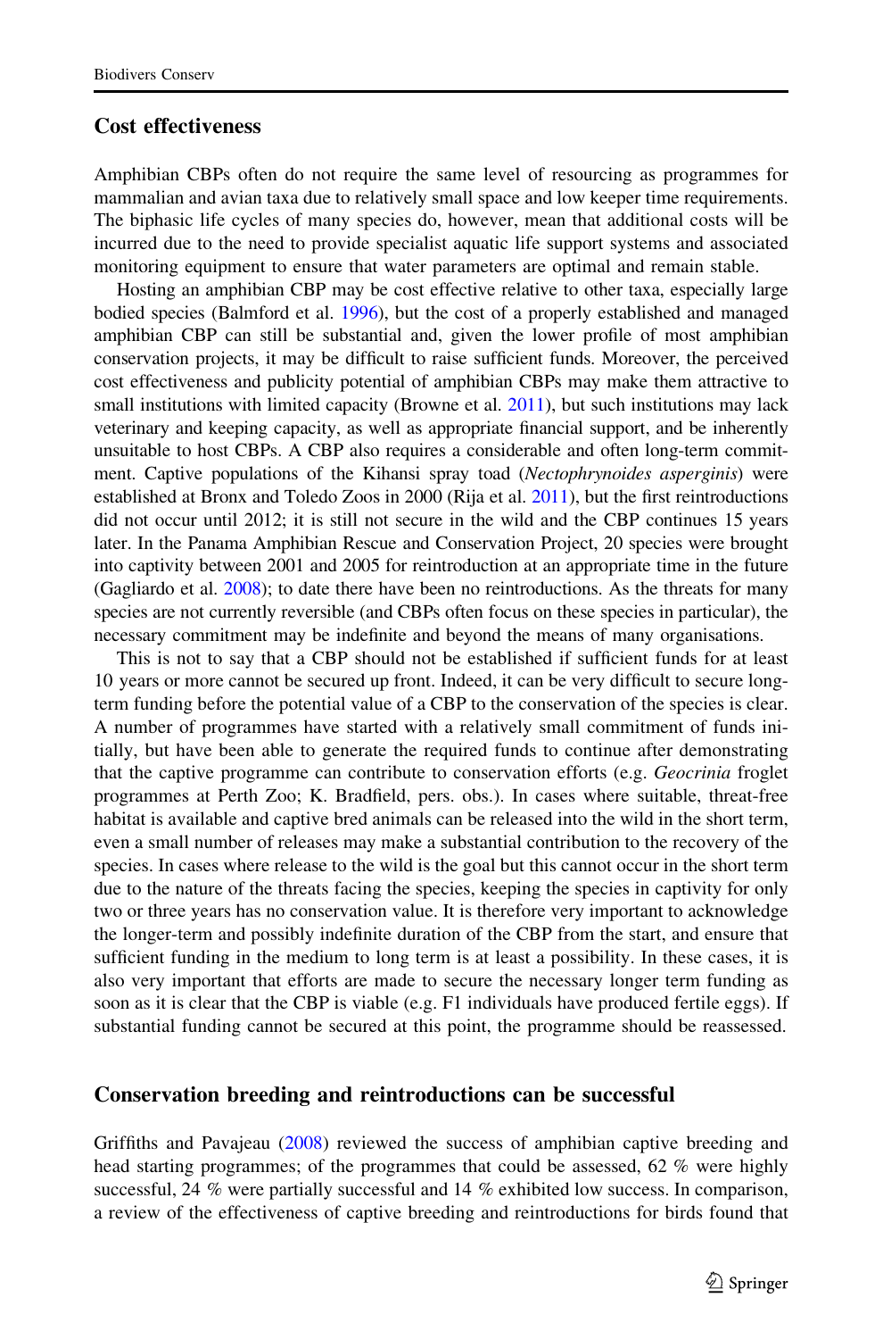## Cost effectiveness

Amphibian CBPs often do not require the same level of resourcing as programmes for mammalian and avian taxa due to relatively small space and low keeper time requirements. The biphasic life cycles of many species do, however, mean that additional costs will be incurred due to the need to provide specialist aquatic life support systems and associated monitoring equipment to ensure that water parameters are optimal and remain stable.

Hosting an amphibian CBP may be cost effective relative to other taxa, especially large bodied species (Balmford et al. 1996), but the cost of a properly established and managed amphibian CBP can still be substantial and, given the lower profile of most amphibian conservation projects, it may be difficult to raise sufficient funds. Moreover, the perceived cost effectiveness and publicity potential of amphibian CBPs may make them attractive to small institutions with limited capacity (Browne et al. 2011), but such institutions may lack veterinary and keeping capacity, as well as appropriate financial support, and be inherently unsuitable to host CBPs. A CBP also requires a considerable and often long-term commitment. Captive populations of the Kihansi spray toad (*Nectophrynoides asperginis*) were established at Bronx and Toledo Zoos in 2000 (Rija et al. 2011), but the first reintroductions did not occur until 2012; it is still not secure in the wild and the CBP continues 15 years later. In the Panama Amphibian Rescue and Conservation Project, 20 species were brought into captivity between 2001 and 2005 for reintroduction at an appropriate time in the future (Gagliardo et al. 2008); to date there have been no reintroductions. As the threats for many species are not currently reversible (and CBPs often focus on these species in particular), the necessary commitment may be indefinite and beyond the means of many organisations.

This is not to say that a CBP should not be established if sufficient funds for at least 10 years or more cannot be secured up front. Indeed, it can be very difficult to secure long-term funding before the potential value of a CBP to the conservation of the species is clear. A number of programmes have started with a relatively small commitment of funds initially, but have been able to generate the required funds to continue after demonstrating that the captive programme can contribute to conservation efforts (e.g. *Geocrinia* froglet programmes at Perth Zoo; K. Bradfield, pers. obs.). In cases where suitable, threat-free habitat is available and captive bred animals can be released into the wild in the short term, even a small number of releases may make a substantial contribution to the recovery of the species. In cases where release to the wild is the goal but this cannot occur in the short term due to the nature of the threats facing the species, keeping the species in captivity for only two or three years has no conservation value. It is therefore very important to acknowledge the longer-term and possibly indefinite duration of the CBP from the start, and ensure that sufficient funding in the medium to long term is at least a possibility. In these cases, it is also very important that efforts are made to secure the necessary longer term funding as soon as it is clear that the CBP is viable (e.g. F1 individuals have produced fertile eggs). If substantial funding cannot be secured at this point, the programme should be reassessed.

## Conservation breeding and reintroductions can be successful

Griffiths and Pavajeau (2008) reviewed the success of amphibian captive breeding and head starting programmes; of the programmes that could be assessed, 62 % were highly successful, 24 % were partially successful and 14 % exhibited low success. In comparison, a review of the effectiveness of captive breeding and reintroductions for birds found that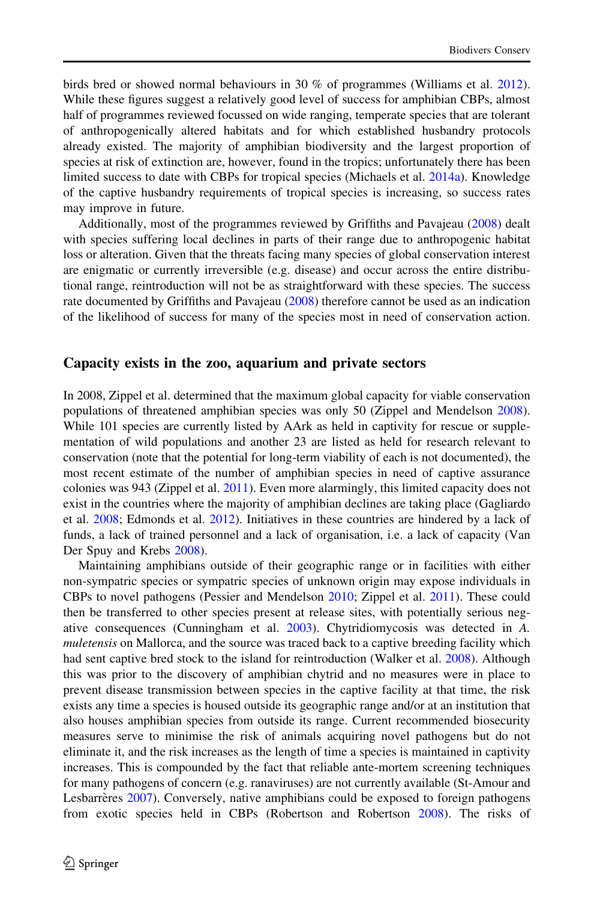birds bred or showed normal behaviours in 30 % of programmes (Williams et al. 2012). While these figures suggest a relatively good level of success for amphibian CBPs, almost half of programmes reviewed focussed on wide ranging, temperate species that are tolerant of anthropogenically altered habitats and for which established husbandry protocols already existed. The majority of amphibian biodiversity and the largest proportion of species at risk of extinction are, however, found in the tropics; unfortunately there has been limited success to date with CBPs for tropical species (Michaels et al. 2014a). Knowledge of the captive husbandry requirements of tropical species is increasing, so success rates may improve in future.

Additionally, most of the programmes reviewed by Griffiths and Pavajeau (2008) dealt with species suffering local declines in parts of their range due to anthropogenic habitat loss or alteration. Given that the threats facing many species of global conservation interest are enigmatic or currently irreversible (e.g. disease) and occur across the entire distributional range, reintroduction will not be as straightforward with these species. The success rate documented by Griffiths and Pavajeau (2008) therefore cannot be used as an indication of the likelihood of success for many of the species most in need of conservation action.

## Capacity exists in the zoo, aquarium and private sectors

In 2008, Zippel et al. determined that the maximum global capacity for viable conservation populations of threatened amphibian species was only 50 (Zippel and Mendelson 2008). While 101 species are currently listed by AArk as held in captivity for rescue or supplementation of wild populations and another 23 are listed as held for research relevant to conservation (note that the potential for long-term viability of each is not documented), the most recent estimate of the number of amphibian species in need of captive assurance colonies was 943 (Zippel et al. 2011). Even more alarmingly, this limited capacity does not exist in the countries where the majority of amphibian declines are taking place (Gagliardo et al. 2008; Edmonds et al. 2012). Initiatives in these countries are hindered by a lack of funds, a lack of trained personnel and a lack of organisation, i.e. a lack of capacity (Van Der Spuy and Krebs 2008).

Maintaining amphibians outside of their geographic range or in facilities with either non-sympatric species or sympatric species of unknown origin may expose individuals in CBPs to novel pathogens (Pessier and Mendelson 2010; Zippel et al. 2011). These could then be transferred to other species present at release sites, with potentially serious negative consequences (Cunningham et al. 2003). Chytridiomycosis was detected in *A. muletensis* on Mallorca, and the source was traced back to a captive breeding facility which had sent captive bred stock to the island for reintroduction (Walker et al. 2008). Although this was prior to the discovery of amphibian chytrid and no measures were in place to prevent disease transmission between species in the captive facility at that time, the risk exists any time a species is housed outside its geographic range and/or at an institution that also houses amphibian species from outside its range. Current recommended biosecurity measures serve to minimise the risk of animals acquiring novel pathogens but do not eliminate it, and the risk increases as the length of time a species is maintained in captivity increases. This is compounded by the fact that reliable ante-mortem screening techniques for many pathogens of concern (e.g. ranaviruses) are not currently available (St-Amour and Lesbarrères 2007). Conversely, native amphibians could be exposed to foreign pathogens from exotic species held in CBPs (Robertson and Robertson 2008). The risks of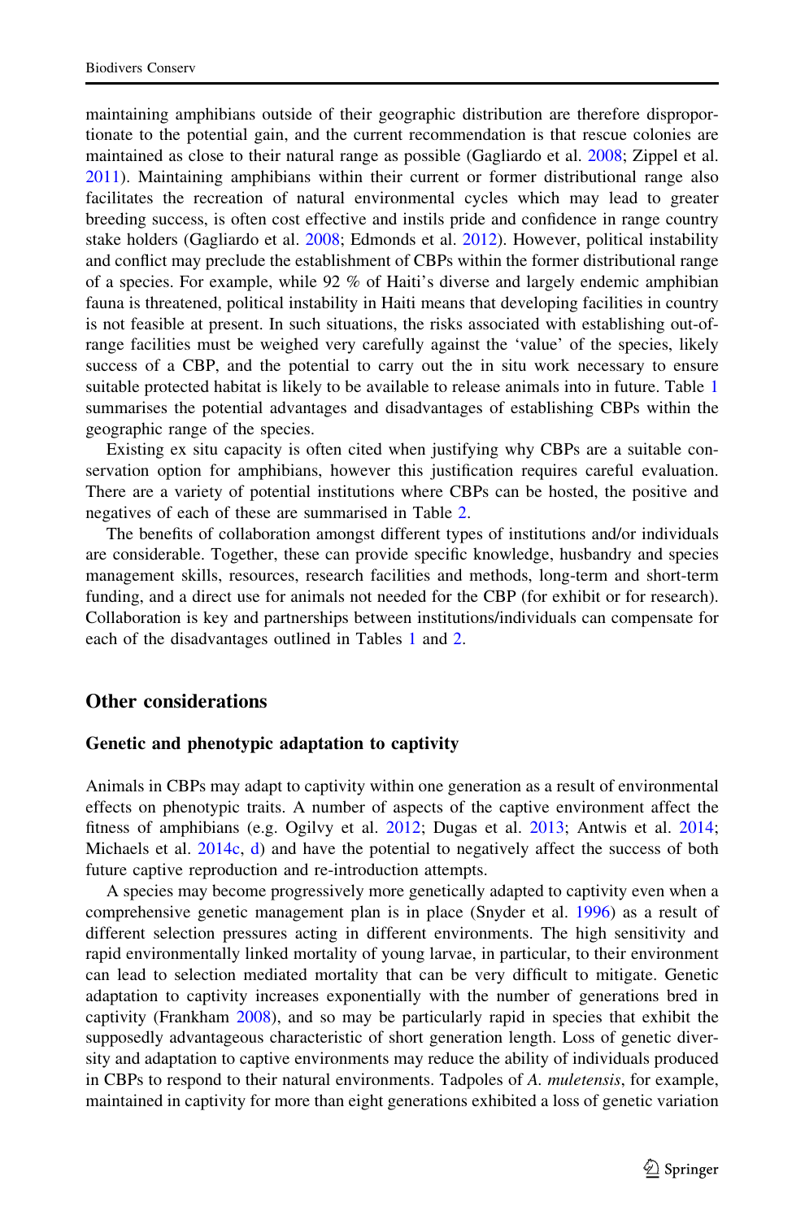maintaining amphibians outside of their geographic distribution are therefore disproportionate to the potential gain, and the current recommendation is that rescue colonies are maintained as close to their natural range as possible (Gagliardo et al. 2008; Zippel et al. 2011). Maintaining amphibians within their current or former distributional range also facilitates the recreation of natural environmental cycles which may lead to greater breeding success, is often cost effective and instils pride and confidence in range country stake holders (Gagliardo et al. 2008; Edmonds et al. 2012). However, political instability and conflict may preclude the establishment of CBPs within the former distributional range of a species. For example, while 92 % of Haiti's diverse and largely endemic amphibian fauna is threatened, political instability in Haiti means that developing facilities in country is not feasible at present. In such situations, the risks associated with establishing out-of-range facilities must be weighed very carefully against the 'value' of the species, likely success of a CBP, and the potential to carry out the in situ work necessary to ensure suitable protected habitat is likely to be available to release animals into in future. Table 1 summarises the potential advantages and disadvantages of establishing CBPs within the geographic range of the species.

Existing ex situ capacity is often cited when justifying why CBPs are a suitable conservation option for amphibians, however this justification requires careful evaluation. There are a variety of potential institutions where CBPs can be hosted, the positive and negatives of each of these are summarised in Table 2.

The benefits of collaboration amongst different types of institutions and/or individuals are considerable. Together, these can provide specific knowledge, husbandry and species management skills, resources, research facilities and methods, long-term and short-term funding, and a direct use for animals not needed for the CBP (for exhibit or for research). Collaboration is key and partnerships between institutions/individuals can compensate for each of the disadvantages outlined in Tables 1 and 2.

## Other considerations

### Genetic and phenotypic adaptation to captivity

Animals in CBPs may adapt to captivity within one generation as a result of environmental effects on phenotypic traits. A number of aspects of the captive environment affect the fitness of amphibians (e.g. Ogilvy et al. 2012; Dugas et al. 2013; Antwis et al. 2014; Michaels et al. 2014c, d) and have the potential to negatively affect the success of both future captive reproduction and re-introduction attempts.

A species may become progressively more genetically adapted to captivity even when a comprehensive genetic management plan is in place (Snyder et al. 1996) as a result of different selection pressures acting in different environments. The high sensitivity and rapid environmentally linked mortality of young larvae, in particular, to their environment can lead to selection mediated mortality that can be very difficult to mitigate. Genetic adaptation to captivity increases exponentially with the number of generations bred in captivity (Frankham 2008), and so may be particularly rapid in species that exhibit the supposedly advantageous characteristic of short generation length. Loss of genetic diversity and adaptation to captive environments may reduce the ability of individuals produced in CBPs to respond to their natural environments. Tadpoles of *A. muletensis*, for example, maintained in captivity for more than eight generations exhibited a loss of genetic variation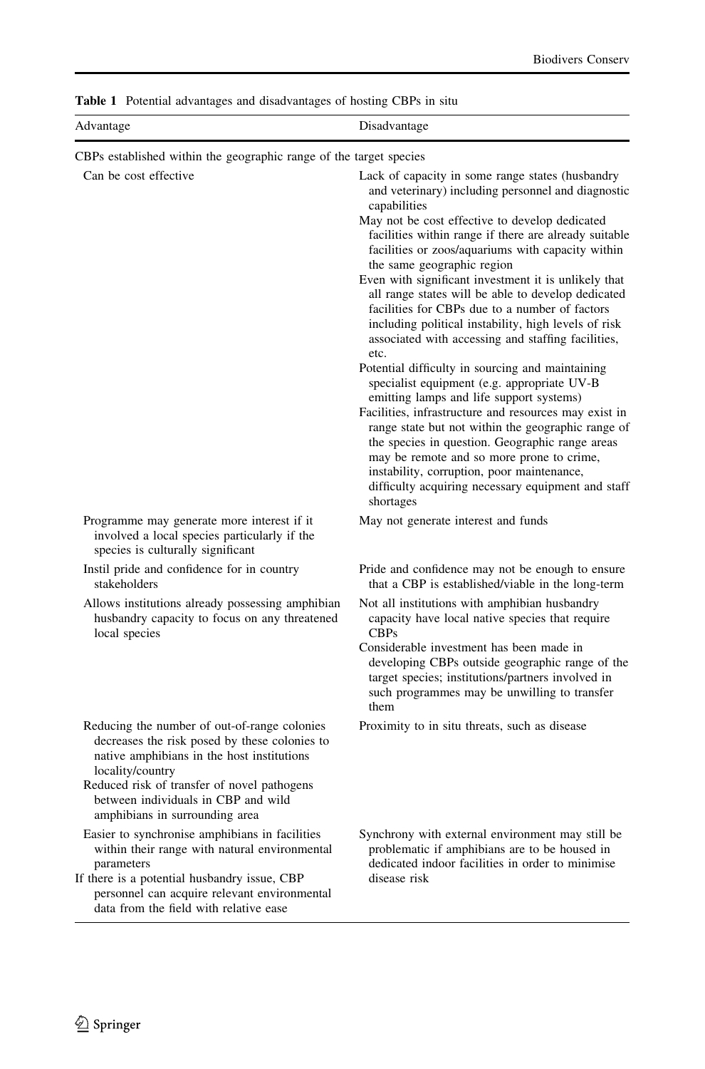**Table 1** Potential advantages and disadvantages of hosting CBPs in situ

| Advantage | Disadvantage |
|---|---|
| CBPs established within the geographic range of the target species | |
| Can be cost effective | Lack of capacity in some range states (husbandry and veterinary) including personnel and diagnostic capabilities<br>May not be cost effective to develop dedicated facilities within range if there are already suitable facilities or zoos/aquariums with capacity within the same geographic region<br>Even with significant investment it is unlikely that all range states will be able to develop dedicated facilities for CBPs due to a number of factors including political instability, high levels of risk associated with accessing and staffing facilities, etc.<br>Potential difficulty in sourcing and maintaining specialist equipment (e.g. appropriate UV-B emitting lamps and life support systems)<br>Facilities, infrastructure and resources may exist in range state but not within the geographic range of the species in question. Geographic range areas may be remote and so more prone to crime, instability, corruption, poor maintenance, difficulty acquiring necessary equipment and staff shortages |
| Programme may generate more interest if it involved a local species particularly if the species is culturally significant | May not generate interest and funds |
| Instil pride and confidence for in country stakeholders | Pride and confidence may not be enough to ensure that a CBP is established/viable in the long-term |
| Allows institutions already possessing amphibian husbandry capacity to focus on any threatened local species | Not all institutions with amphibian husbandry capacity have local native species that require CBPs<br>Considerable investment has been made in developing CBPs outside geographic range of the target species; institutions/partners involved in such programmes may be unwilling to transfer them |
| Reducing the number of out-of-range colonies decreases the risk posed by these colonies to native amphibians in the host institutions locality/country<br>Reduced risk of transfer of novel pathogens between individuals in CBP and wild amphibians in surrounding area | Proximity to in situ threats, such as disease |
| Easier to synchronise amphibians in facilities within their range with natural environmental parameters<br>If there is a potential husbandry issue, CBP personnel can acquire relevant environmental data from the field with relative ease | Synchrony with external environment may still be problematic if amphibians are to be housed in dedicated indoor facilities in order to minimise disease risk |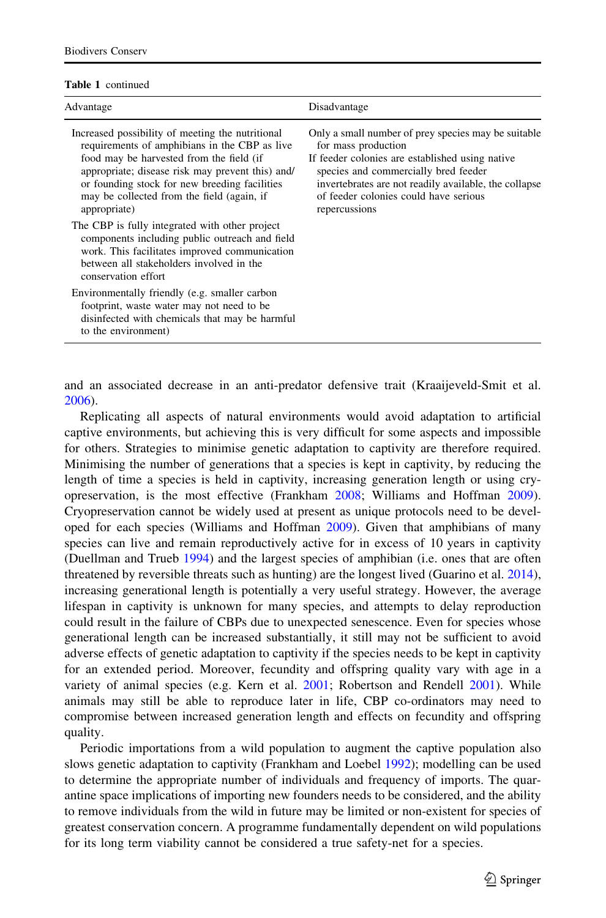**Table 1** continued

| Advantage | Disadvantage |
|---|---|
| Increased possibility of meeting the nutritional requirements of amphibians in the CBP as live food may be harvested from the field (if appropriate; disease risk may prevent this) and/or founding stock for new breeding facilities may be collected from the field (again, if appropriate) | Only a small number of prey species may be suitable for mass production<br>If feeder colonies are established using native species and commercially bred feeder invertebrates are not readily available, the collapse of feeder colonies could have serious repercussions |
| The CBP is fully integrated with other project components including public outreach and field work. This facilitates improved communication between all stakeholders involved in the conservation effort | |
| Environmentally friendly (e.g. smaller carbon footprint, waste water may not need to be disinfected with chemicals that may be harmful to the environment) | |

and an associated decrease in an anti-predator defensive trait (Kraaijeveld-Smit et al. 2006).

Replicating all aspects of natural environments would avoid adaptation to artificial captive environments, but achieving this is very difficult for some aspects and impossible for others. Strategies to minimise genetic adaptation to captivity are therefore required. Minimising the number of generations that a species is kept in captivity, by reducing the length of time a species is held in captivity, increasing generation length or using cryopreservation, is the most effective (Frankham 2008; Williams and Hoffman 2009). Cryopreservation cannot be widely used at present as unique protocols need to be developed for each species (Williams and Hoffman 2009). Given that amphibians of many species can live and remain reproductively active for in excess of 10 years in captivity (Duellman and Trueb 1994) and the largest species of amphibian (i.e. ones that are often threatened by reversible threats such as hunting) are the longest lived (Guarino et al. 2014), increasing generational length is potentially a very useful strategy. However, the average lifespan in captivity is unknown for many species, and attempts to delay reproduction could result in the failure of CBPs due to unexpected senescence. Even for species whose generational length can be increased substantially, it still may not be sufficient to avoid adverse effects of genetic adaptation to captivity if the species needs to be kept in captivity for an extended period. Moreover, fecundity and offspring quality vary with age in a variety of animal species (e.g. Kern et al. 2001; Robertson and Rendell 2001). While animals may still be able to reproduce later in life, CBP co-ordinators may need to compromise between increased generation length and effects on fecundity and offspring quality.

Periodic importations from a wild population to augment the captive population also slows genetic adaptation to captivity (Frankham and Loebel 1992); modelling can be used to determine the appropriate number of individuals and frequency of imports. The quarantine space implications of importing new founders needs to be considered, and the ability to remove individuals from the wild in future may be limited or non-existent for species of greatest conservation concern. A programme fundamentally dependent on wild populations for its long term viability cannot be considered a true safety-net for a species.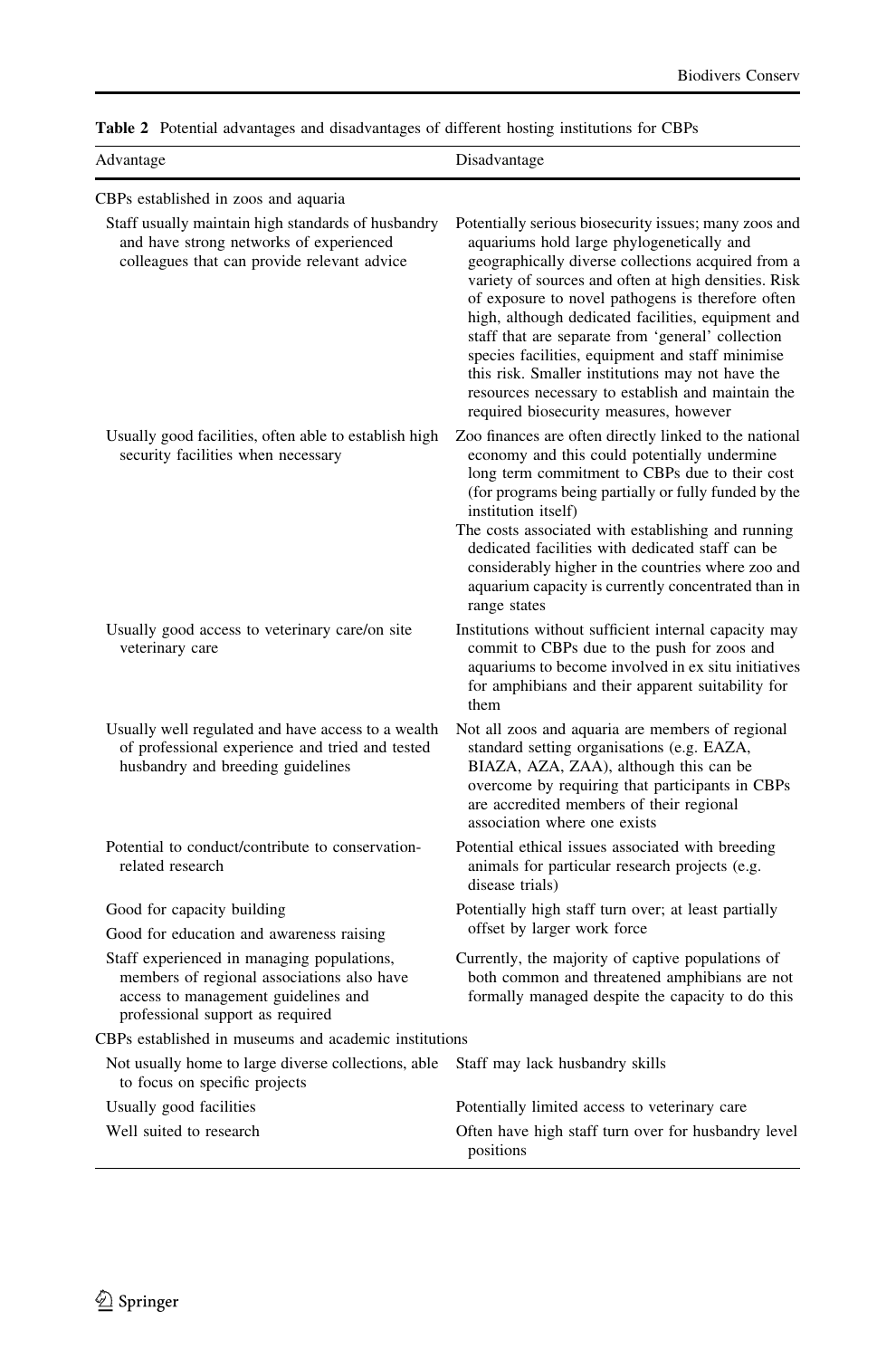**Table 2** Potential advantages and disadvantages of different hosting institutions for CBPs

| Advantage | Disadvantage |
|---|---|
| CBPs established in zoos and aquaria | |
| Staff usually maintain high standards of husbandry and have strong networks of experienced colleagues that can provide relevant advice | Potentially serious biosecurity issues; many zoos and aquariums hold large phylogenetically and geographically diverse collections acquired from a variety of sources and often at high densities. Risk of exposure to novel pathogens is therefore often high, although dedicated facilities, equipment and staff that are separate from 'general' collection species facilities, equipment and staff minimise this risk. Smaller institutions may not have the resources necessary to establish and maintain the required biosecurity measures, however |
| Usually good facilities, often able to establish high security facilities when necessary | Zoo finances are often directly linked to the national economy and this could potentially undermine long term commitment to CBPs due to their cost (for programs being partially or fully funded by the institution itself) The costs associated with establishing and running dedicated facilities with dedicated staff can be considerably higher in the countries where zoo and aquarium capacity is currently concentrated than in range states |
| Usually good access to veterinary care/on site veterinary care | Institutions without sufficient internal capacity may commit to CBPs due to the push for zoos and aquariums to become involved in ex situ initiatives for amphibians and their apparent suitability for them |
| Usually well regulated and have access to a wealth of professional experience and tried and tested husbandry and breeding guidelines | Not all zoos and aquaria are members of regional standard setting organisations (e.g. EAZA, BIAZA, AZA, ZAA), although this can be overcome by requiring that participants in CBPs are accredited members of their regional association where one exists |
| Potential to conduct/contribute to conservation-related research | Potential ethical issues associated with breeding animals for particular research projects (e.g. disease trials) |
| Good for capacity building<br>Good for education and awareness raising | Potentially high staff turn over; at least partially offset by larger work force |
| Staff experienced in managing populations, members of regional associations also have access to management guidelines and professional support as required | Currently, the majority of captive populations of both common and threatened amphibians are not formally managed despite the capacity to do this |
| CBPs established in museums and academic institutions | |
| Not usually home to large diverse collections, able to focus on specific projects | Staff may lack husbandry skills |
| Usually good facilities | Potentially limited access to veterinary care |
| Well suited to research | Often have high staff turn over for husbandry level positions |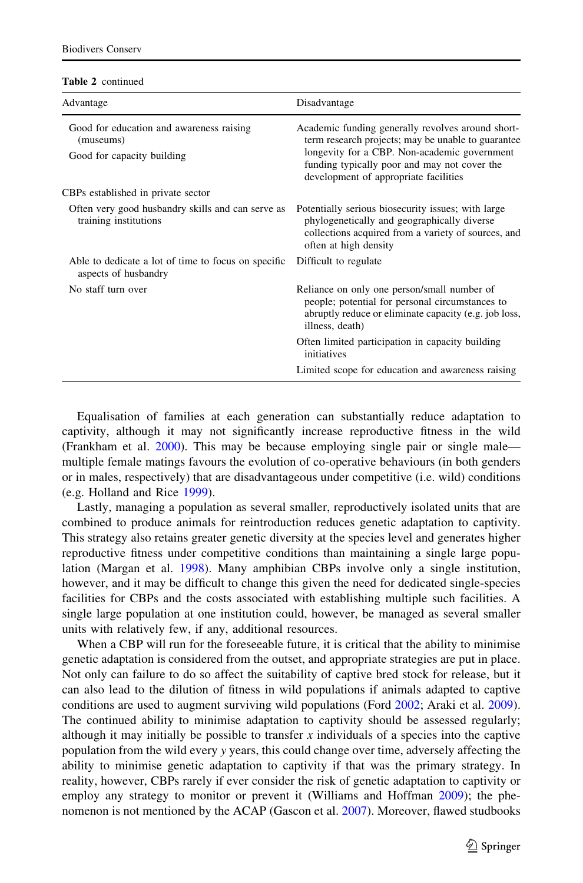**Table 2** continued

| Advantage | Disadvantage |
|---|---|
| Good for education and awareness raising (museums) | Academic funding generally revolves around short-term research projects; may be unable to guarantee longevity for a CBP. Non-academic government funding typically poor and may not cover the development of appropriate facilities |
| Good for capacity building | |
| CBPs established in private sector | |
| Often very good husbandry skills and can serve as training institutions | Potentially serious biosecurity issues; with large phylogenetically and geographically diverse collections acquired from a variety of sources, and often at high density |
| Able to dedicate a lot of time to focus on specific aspects of husbandry | Difficult to regulate |
| No staff turn over | Reliance on only one person/small number of people; potential for personal circumstances to abruptly reduce or eliminate capacity (e.g. job loss, illness, death) |
| | Often limited participation in capacity building initiatives |
| | Limited scope for education and awareness raising |

Equalisation of families at each generation can substantially reduce adaptation to captivity, although it may not significantly increase reproductive fitness in the wild (Frankham et al. 2000). This may be because employing single pair or single male—multiple female matings favours the evolution of co-operative behaviours (in both genders or in males, respectively) that are disadvantageous under competitive (i.e. wild) conditions (e.g. Holland and Rice 1999).

Lastly, managing a population as several smaller, reproductively isolated units that are combined to produce animals for reintroduction reduces genetic adaptation to captivity. This strategy also retains greater genetic diversity at the species level and generates higher reproductive fitness under competitive conditions than maintaining a single large population (Margan et al. 1998). Many amphibian CBPs involve only a single institution, however, and it may be difficult to change this given the need for dedicated single-species facilities for CBPs and the costs associated with establishing multiple such facilities. A single large population at one institution could, however, be managed as several smaller units with relatively few, if any, additional resources.

When a CBP will run for the foreseeable future, it is critical that the ability to minimise genetic adaptation is considered from the outset, and appropriate strategies are put in place. Not only can failure to do so affect the suitability of captive bred stock for release, but it can also lead to the dilution of fitness in wild populations if animals adapted to captive conditions are used to augment surviving wild populations (Ford 2002; Araki et al. 2009). The continued ability to minimise adaptation to captivity should be assessed regularly; although it may initially be possible to transfer $x$ individuals of a species into the captive population from the wild every $y$ years, this could change over time, adversely affecting the ability to minimise genetic adaptation to captivity if that was the primary strategy. In reality, however, CBPs rarely if ever consider the risk of genetic adaptation to captivity or employ any strategy to monitor or prevent it (Williams and Hoffman 2009); the phenomenon is not mentioned by the ACAP (Gascon et al. 2007). Moreover, flawed studbooks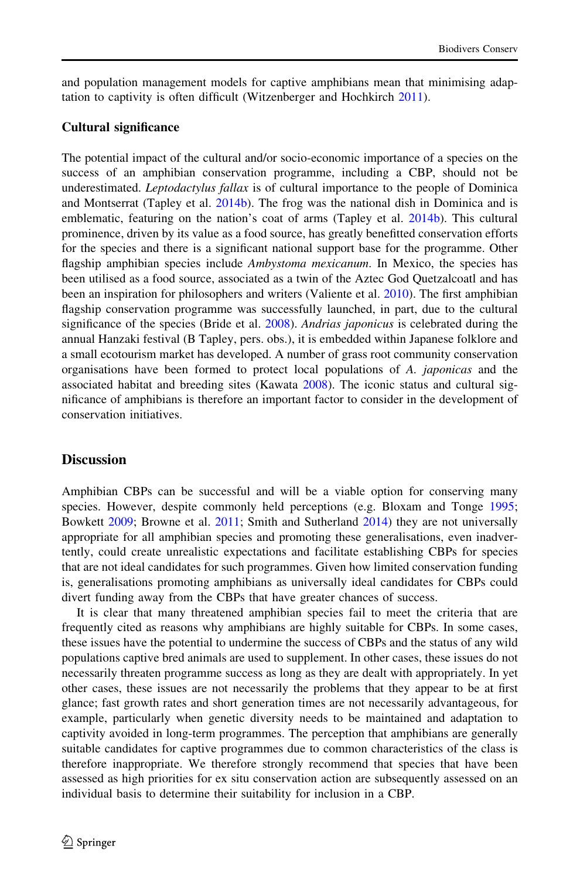and population management models for captive amphibians mean that minimising adaptation to captivity is often difficult (Witzenberger and Hochkirch 2011).

### Cultural significance

The potential impact of the cultural and/or socio-economic importance of a species on the success of an amphibian conservation programme, including a CBP, should not be underestimated. *Leptodactylus fallax* is of cultural importance to the people of Dominica and Montserrat (Tapley et al. 2014b). The frog was the national dish in Dominica and is emblematic, featuring on the nation's coat of arms (Tapley et al. 2014b). This cultural prominence, driven by its value as a food source, has greatly benefitted conservation efforts for the species and there is a significant national support base for the programme. Other flagship amphibian species include *Ambystoma mexicanum*. In Mexico, the species has been utilised as a food source, associated as a twin of the Aztec God Quetzalcoatl and has been an inspiration for philosophers and writers (Valiente et al. 2010). The first amphibian flagship conservation programme was successfully launched, in part, due to the cultural significance of the species (Bride et al. 2008). *Andrias japonicus* is celebrated during the annual Hanzaki festival (B Tapley, pers. obs.), it is embedded within Japanese folklore and a small ecotourism market has developed. A number of grass root community conservation organisations have been formed to protect local populations of *A. japonicas* and the associated habitat and breeding sites (Kawata 2008). The iconic status and cultural significance of amphibians is therefore an important factor to consider in the development of conservation initiatives.

## Discussion

Amphibian CBPs can be successful and will be a viable option for conserving many species. However, despite commonly held perceptions (e.g. Bloxam and Tonge 1995; Bowkett 2009; Browne et al. 2011; Smith and Sutherland 2014) they are not universally appropriate for all amphibian species and promoting these generalisations, even inadvertently, could create unrealistic expectations and facilitate establishing CBPs for species that are not ideal candidates for such programmes. Given how limited conservation funding is, generalisations promoting amphibians as universally ideal candidates for CBPs could divert funding away from the CBPs that have greater chances of success.

It is clear that many threatened amphibian species fail to meet the criteria that are frequently cited as reasons why amphibians are highly suitable for CBPs. In some cases, these issues have the potential to undermine the success of CBPs and the status of any wild populations captive bred animals are used to supplement. In other cases, these issues do not necessarily threaten programme success as long as they are dealt with appropriately. In yet other cases, these issues are not necessarily the problems that they appear to be at first glance; fast growth rates and short generation times are not necessarily advantageous, for example, particularly when genetic diversity needs to be maintained and adaptation to captivity avoided in long-term programmes. The perception that amphibians are generally suitable candidates for captive programmes due to common characteristics of the class is therefore inappropriate. We therefore strongly recommend that species that have been assessed as high priorities for ex situ conservation action are subsequently assessed on an individual basis to determine their suitability for inclusion in a CBP.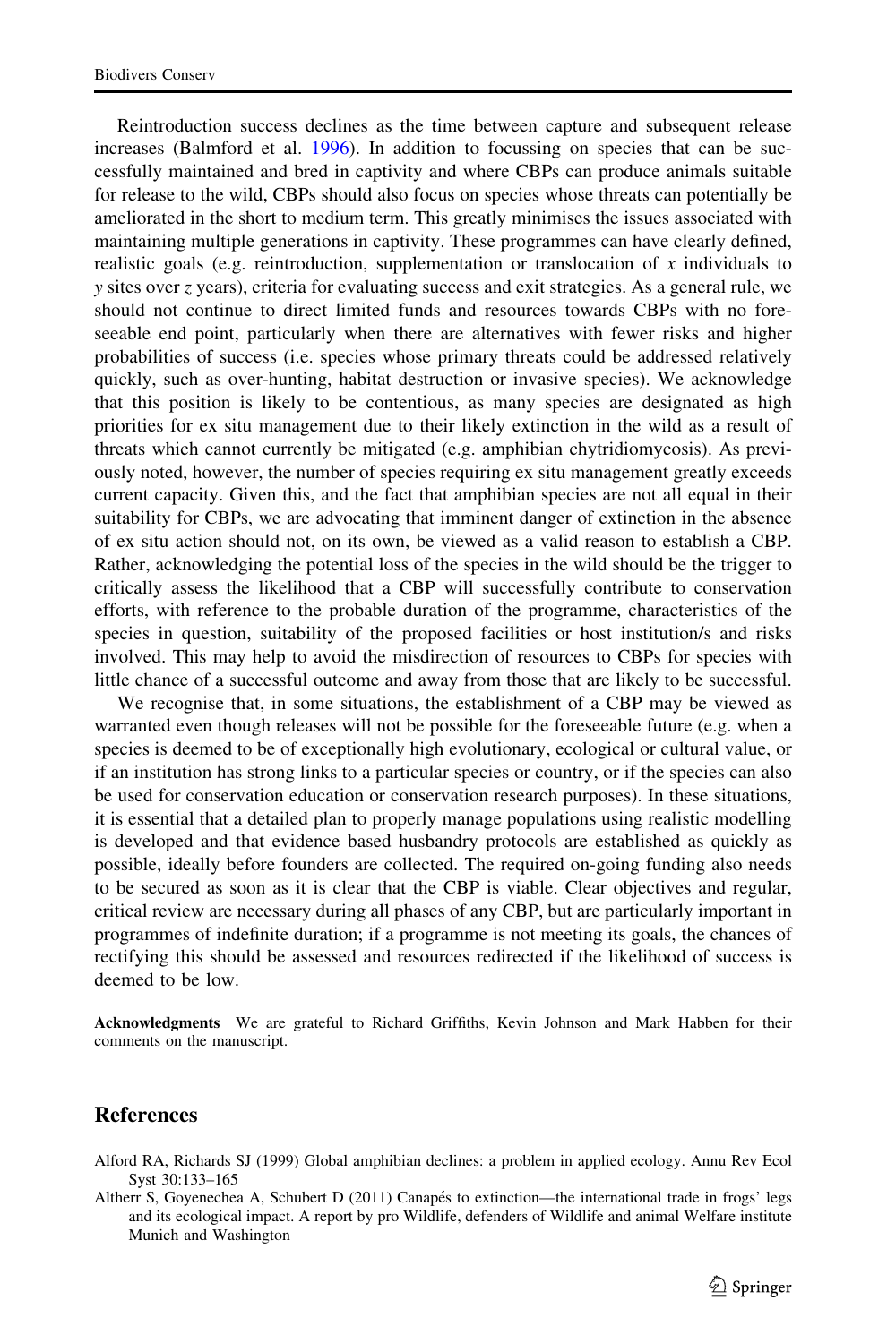Reintroduction success declines as the time between capture and subsequent release increases (Balmford et al. 1996). In addition to focussing on species that can be successfully maintained and bred in captivity and where CBPs can produce animals suitable for release to the wild, CBPs should also focus on species whose threats can potentially be ameliorated in the short to medium term. This greatly minimises the issues associated with maintaining multiple generations in captivity. These programmes can have clearly defined, realistic goals (e.g. reintroduction, supplementation or translocation of $x$ individuals to $y$ sites over $z$ years), criteria for evaluating success and exit strategies. As a general rule, we should not continue to direct limited funds and resources towards CBPs with no foreseeable end point, particularly when there are alternatives with fewer risks and higher probabilities of success (i.e. species whose primary threats could be addressed relatively quickly, such as over-hunting, habitat destruction or invasive species). We acknowledge that this position is likely to be contentious, as many species are designated as high priorities for ex situ management due to their likely extinction in the wild as a result of threats which cannot currently be mitigated (e.g. amphibian chytridiomycosis). As previously noted, however, the number of species requiring ex situ management greatly exceeds current capacity. Given this, and the fact that amphibian species are not all equal in their suitability for CBPs, we are advocating that imminent danger of extinction in the absence of ex situ action should not, on its own, be viewed as a valid reason to establish a CBP. Rather, acknowledging the potential loss of the species in the wild should be the trigger to critically assess the likelihood that a CBP will successfully contribute to conservation efforts, with reference to the probable duration of the programme, characteristics of the species in question, suitability of the proposed facilities or host institution/s and risks involved. This may help to avoid the misdirection of resources to CBPs for species with little chance of a successful outcome and away from those that are likely to be successful.

We recognise that, in some situations, the establishment of a CBP may be viewed as warranted even though releases will not be possible for the foreseeable future (e.g. when a species is deemed to be of exceptionally high evolutionary, ecological or cultural value, or if an institution has strong links to a particular species or country, or if the species can also be used for conservation education or conservation research purposes). In these situations, it is essential that a detailed plan to properly manage populations using realistic modelling is developed and that evidence based husbandry protocols are established as quickly as possible, ideally before founders are collected. The required on-going funding also needs to be secured as soon as it is clear that the CBP is viable. Clear objectives and regular, critical review are necessary during all phases of any CBP, but are particularly important in programmes of indefinite duration; if a programme is not meeting its goals, the chances of rectifying this should be assessed and resources redirected if the likelihood of success is deemed to be low.

**Acknowledgments** We are grateful to Richard Griffiths, Kevin Johnson and Mark Habben for their comments on the manuscript.

## References

Alford RA, Richards SJ (1999) Global amphibian declines: a problem in applied ecology. Annu Rev Ecol Syst 30:133–165

Altherr S, Goyenechea A, Schubert D (2011) Canapés to extinction—the international trade in frogs' legs and its ecological impact. A report by pro Wildlife, defenders of Wildlife and animal Welfare institute Munich and Washington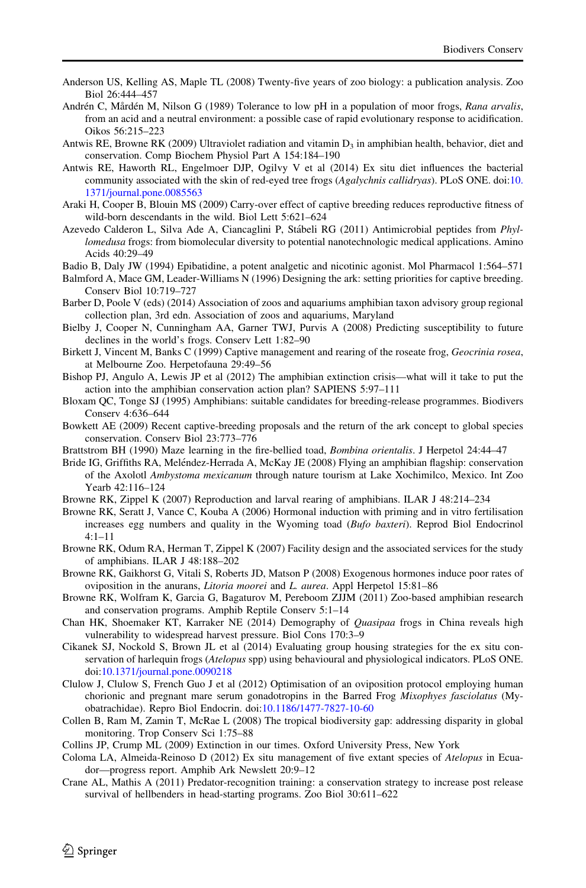Anderson US, Kelling AS, Maple TL (2008) Twenty-five years of zoo biology: a publication analysis. Zoo Biol 26:444–457

Andrén C, Mårdén M, Nilson G (1989) Tolerance to low pH in a population of moor frogs, *Rana arvalis*, from an acid and a neutral environment: a possible case of rapid evolutionary response to acidification. Oikos 56:215–223

Antwis RE, Browne RK (2009) Ultraviolet radiation and vitamin $D_3$ in amphibian health, behavior, diet and conservation. Comp Biochem Physiol Part A 154:184–190

Antwis RE, Haworth RL, Engelmoer DJP, Ogilvy V et al (2014) Ex situ diet influences the bacterial community associated with the skin of red-eyed tree frogs (*Agalychnis callidryas*). PLoS ONE. doi:10.1371/journal.pone.0085563

Araki H, Cooper B, Blouin MS (2009) Carry-over effect of captive breeding reduces reproductive fitness of wild-born descendants in the wild. Biol Lett 5:621–624

Azevedo Calderon L, Silva Ade A, Ciancaglini P, Stábeli RG (2011) Antimicrobial peptides from *Phyllomedusa* frogs: from biomolecular diversity to potential nanotechnologic medical applications. Amino Acids 40:29–49

Badio B, Daly JW (1994) Epibatidine, a potent analgetic and nicotinic agonist. Mol Pharmacol 1:564–571

Balmford A, Mace GM, Leader-Williams N (1996) Designing the ark: setting priorities for captive breeding. Conserv Biol 10:719–727

Barber D, Poole V (eds) (2014) Association of zoos and aquariums amphibian taxon advisory group regional collection plan, 3rd edn. Association of zoos and aquariums, Maryland

Bielby J, Cooper N, Cunningham AA, Garner TWJ, Purvis A (2008) Predicting susceptibility to future declines in the world's frogs. Conserv Lett 1:82–90

Birkett J, Vincent M, Banks C (1999) Captive management and rearing of the roseate frog, *Geocrinia rosea*, at Melbourne Zoo. Herpetofauna 29:49–56

Bishop PJ, Angulo A, Lewis JP et al (2012) The amphibian extinction crisis—what will it take to put the action into the amphibian conservation action plan? SAPIENS 5:97–111

Bloxam QC, Tonge SJ (1995) Amphibians: suitable candidates for breeding-release programmes. Biodivers Conserv 4:636–644

Bowkett AE (2009) Recent captive-breeding proposals and the return of the ark concept to global species conservation. Conserv Biol 23:773–776

Brattstrom BH (1990) Maze learning in the fire-bellied toad, *Bombina orientalis*. J Herpetol 24:44–47

Bride IG, Griffiths RA, Meléndez-Herrada A, McKay JE (2008) Flying an amphibian flagship: conservation of the Axolotl *Ambystoma mexicanum* through nature tourism at Lake Xochimilco, Mexico. Int Zoo Yearb 42:116–124

Browne RK, Zippel K (2007) Reproduction and larval rearing of amphibians. ILAR J 48:214–234

Browne RK, Seratt J, Vance C, Kouba A (2006) Hormonal induction with priming and in vitro fertilisation increases egg numbers and quality in the Wyoming toad (*Bufo baxteri*). Reprod Biol Endocrinol 4:1–11

Browne RK, Odum RA, Herman T, Zippel K (2007) Facility design and the associated services for the study of amphibians. ILAR J 48:188–202

Browne RK, Gaikhorst G, Vitali S, Roberts JD, Matson P (2008) Exogenous hormones induce poor rates of oviposition in the anurans, *Litoria moorei* and *L. aurea*. Appl Herpetol 15:81–86

Browne RK, Wolfram K, Garcia G, Bagaturov M, Pereboom ZJJM (2011) Zoo-based amphibian research and conservation programs. Amphib Reptile Conserv 5:1–14

Chan HK, Shoemaker KT, Karraker NE (2014) Demography of *Quasipaa* frogs in China reveals high vulnerability to widespread harvest pressure. Biol Cons 170:3–9

Cikanek SJ, Nockold S, Brown JL et al (2014) Evaluating group housing strategies for the ex situ conservation of harlequin frogs (*Atelopus* spp) using behavioural and physiological indicators. PLoS ONE. doi:10.1371/journal.pone.0090218

Clulow J, Clulow S, French Guo J et al (2012) Optimisation of an oviposition protocol employing human chorionic and pregnant mare serum gonadotropins in the Barred Frog *Mixophyes fasciolatus* (Myobatrachidae). Repro Biol Endocrin. doi:10.1186/1477-7827-10-60

Collen B, Ram M, Zamin T, McRae L (2008) The tropical biodiversity gap: addressing disparity in global monitoring. Trop Conserv Sci 1:75–88

Collins JP, Crump ML (2009) Extinction in our times. Oxford University Press, New York

Coloma LA, Almeida-Reinoso D (2012) Ex situ management of five extant species of *Atelopus* in Ecuador—progress report. Amphib Ark Newslett 20:9–12

Crane AL, Mathis A (2011) Predator-recognition training: a conservation strategy to increase post release survival of hellbenders in head-starting programs. Zoo Biol 30:611–622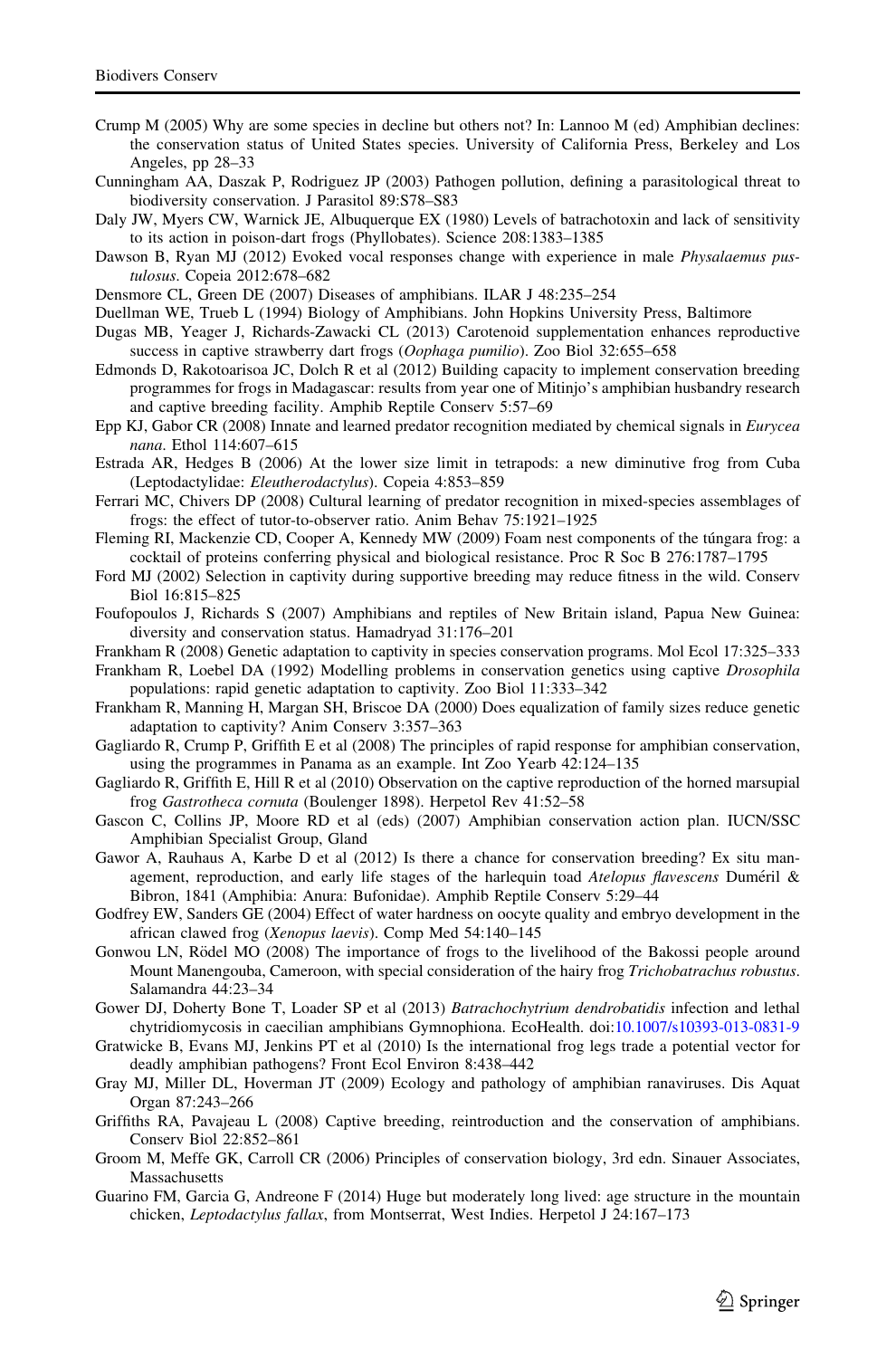Crump M (2005) Why are some species in decline but others not? In: Lannoo M (ed) Amphibian declines: the conservation status of United States species. University of California Press, Berkeley and Los Angeles, pp 28–33

Cunningham AA, Daszak P, Rodriguez JP (2003) Pathogen pollution, defining a parasitological threat to biodiversity conservation. J Parasitol 89:S78–S83

Daly JW, Myers CW, Warnick JE, Albuquerque EX (1980) Levels of batrachotoxin and lack of sensitivity to its action in poison-dart frogs (Phyllobates). Science 208:1383–1385

Dawson B, Ryan MJ (2012) Evoked vocal responses change with experience in male *Physalaemus pustulosus*. Copeia 2012:678–682

Densmore CL, Green DE (2007) Diseases of amphibians. ILAR J 48:235–254

Duellman WE, Trueb L (1994) Biology of Amphibians. John Hopkins University Press, Baltimore

Dugas MB, Yeager J, Richards-Zawacki CL (2013) Carotenoid supplementation enhances reproductive success in captive strawberry dart frogs (*Oophaga pumilio*). Zoo Biol 32:655–658

Edmonds D, Rakotoarisoa JC, Dolch R et al (2012) Building capacity to implement conservation breeding programmes for frogs in Madagascar: results from year one of Mitinjo's amphibian husbandry research and captive breeding facility. Amphib Reptile Conserv 5:57–69

Epp KJ, Gabor CR (2008) Innate and learned predator recognition mediated by chemical signals in *Eurycea nana*. Ethol 114:607–615

Estrada AR, Hedges B (2006) At the lower size limit in tetrapods: a new diminutive frog from Cuba (Leptodactylidae: *Eleutherodactylus*). Copeia 4:853–859

Ferrari MC, Chivers DP (2008) Cultural learning of predator recognition in mixed-species assemblages of frogs: the effect of tutor-to-observer ratio. Anim Behav 75:1921–1925

Fleming RI, Mackenzie CD, Cooper A, Kennedy MW (2009) Foam nest components of the túngara frog: a cocktail of proteins conferring physical and biological resistance. Proc R Soc B 276:1787–1795

Ford MJ (2002) Selection in captivity during supportive breeding may reduce fitness in the wild. Conserv Biol 16:815–825

Foufopoulos J, Richards S (2007) Amphibians and reptiles of New Britain island, Papua New Guinea: diversity and conservation status. Hamadryad 31:176–201

Frankham R (2008) Genetic adaptation to captivity in species conservation programs. Mol Ecol 17:325–333

Frankham R, Loebel DA (1992) Modelling problems in conservation genetics using captive *Drosophila* populations: rapid genetic adaptation to captivity. Zoo Biol 11:333–342

Frankham R, Manning H, Margan SH, Briscoe DA (2000) Does equalization of family sizes reduce genetic adaptation to captivity? Anim Conserv 3:357–363

Gagliardo R, Crump P, Griffith E et al (2008) The principles of rapid response for amphibian conservation, using the programmes in Panama as an example. Int Zoo Yearb 42:124–135

Gagliardo R, Griffith E, Hill R et al (2010) Observation on the captive reproduction of the horned marsupial frog *Gastrotheca cornuta* (Boulenger 1898). Herpetol Rev 41:52–58

Gascon C, Collins JP, Moore RD et al (eds) (2007) Amphibian conservation action plan. IUCN/SSC Amphibian Specialist Group, Gland

Gawor A, Rauhaus A, Karbe D et al (2012) Is there a chance for conservation breeding? Ex situ management, reproduction, and early life stages of the harlequin toad *Atelopus flavescens* Duméril & Bibron, 1841 (Amphibia: Anura: Bufonidae). Amphib Reptile Conserv 5:29–44

Godfrey EW, Sanders GE (2004) Effect of water hardness on oocyte quality and embryo development in the african clawed frog (*Xenopus laevis*). Comp Med 54:140–145

Gonwou LN, Rödel MO (2008) The importance of frogs to the livelihood of the Bakossi people around Mount Manengouba, Cameroon, with special consideration of the hairy frog *Trichobatrachus robustus*. Salamandra 44:23–34

Gower DJ, Doherty Bone T, Loader SP et al (2013) *Batrachochytrium dendrobatidis* infection and lethal chytridiomycosis in caecilian amphibians Gymnophiona. EcoHealth. doi:10.1007/s10393-013-0831-9

Gratwicke B, Evans MJ, Jenkins PT et al (2010) Is the international frog legs trade a potential vector for deadly amphibian pathogens? Front Ecol Environ 8:438–442

Gray MJ, Miller DL, Hoverman JT (2009) Ecology and pathology of amphibian ranaviruses. Dis Aquat Organ 87:243–266

Griffiths RA, Pavajeau L (2008) Captive breeding, reintroduction and the conservation of amphibians. Conserv Biol 22:852–861

Groom M, Meffe GK, Carroll CR (2006) Principles of conservation biology, 3rd edn. Sinauer Associates, Massachusetts

Guarino FM, Garcia G, Andreone F (2014) Huge but moderately long lived: age structure in the mountain chicken, *Leptodactylus fallax*, from Montserrat, West Indies. Herpetol J 24:167–173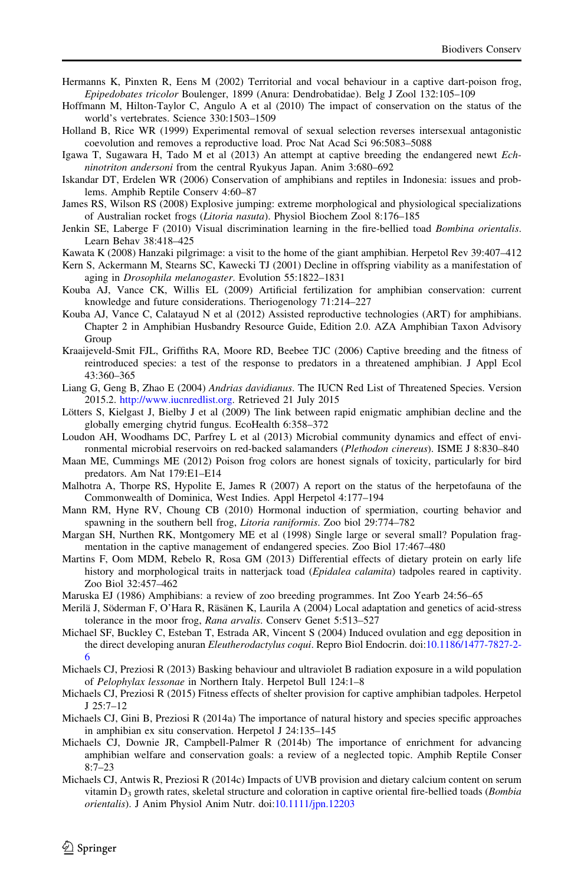Hermanns K, Pinxten R, Eens M (2002) Territorial and vocal behaviour in a captive dart-poison frog, *Epipedobates tricolor* Boulenger, 1899 (Anura: Dendrobatidae). Belg J Zool 132:105–109

Hoffmann M, Hilton-Taylor C, Angulo A et al (2010) The impact of conservation on the status of the world's vertebrates. Science 330:1503–1509

Holland B, Rice WR (1999) Experimental removal of sexual selection reverses intersexual antagonistic coevolution and removes a reproductive load. Proc Nat Acad Sci 96:5083–5088

Igawa T, Sugawara H, Tado M et al (2013) An attempt at captive breeding the endangered newt *Echinotriton andersoni* from the central Ryukyus Japan. Anim 3:680–692

Iskandar DT, Erdelen WR (2006) Conservation of amphibians and reptiles in Indonesia: issues and problems. Amphib Reptile Conserv 4:60–87

James RS, Wilson RS (2008) Explosive jumping: extreme morphological and physiological specializations of Australian rocket frogs (*Litoria nasuta*). Physiol Biochem Zool 8:176–185

Jenkin SE, Laberge F (2010) Visual discrimination learning in the fire-bellied toad *Bombina orientalis*. Learn Behav 38:418–425

Kawata K (2008) Hanzaki pilgrimage: a visit to the home of the giant amphibian. Herpetol Rev 39:407–412

Kern S, Ackermann M, Stearns SC, Kawecki TJ (2001) Decline in offspring viability as a manifestation of aging in *Drosophila melanogaster*. Evolution 55:1822–1831

Kouba AJ, Vance CK, Willis EL (2009) Artificial fertilization for amphibian conservation: current knowledge and future considerations. Theriogenology 71:214–227

Kouba AJ, Vance C, Calatayud N et al (2012) Assisted reproductive technologies (ART) for amphibians. Chapter 2 in Amphibian Husbandry Resource Guide, Edition 2.0. AZA Amphibian Taxon Advisory Group

Kraaijeveld-Smit FJL, Griffiths RA, Moore RD, Beebee TJC (2006) Captive breeding and the fitness of reintroduced species: a test of the response to predators in a threatened amphibian. J Appl Ecol 43:360–365

Liang G, Geng B, Zhao E (2004) *Andrias davidianus*. The IUCN Red List of Threatened Species. Version 2015.2. http://www.iucnredlist.org. Retrieved 21 July 2015

Lötters S, Kielgast J, Bielby J et al (2009) The link between rapid enigmatic amphibian decline and the globally emerging chytrid fungus. EcoHealth 6:358–372

Loudon AH, Woodhams DC, Parfrey L et al (2013) Microbial community dynamics and effect of environmental microbial reservoirs on red-backed salamanders (*Plethodon cinereus*). ISME J 8:830–840

Maan ME, Cummings ME (2012) Poison frog colors are honest signals of toxicity, particularly for bird predators. Am Nat 179:E1–E14

Malhotra A, Thorpe RS, Hypolite E, James R (2007) A report on the status of the herpetofauna of the Commonwealth of Dominica, West Indies. Appl Herpetol 4:177–194

Mann RM, Hyne RV, Choung CB (2010) Hormonal induction of spermiation, courting behavior and spawning in the southern bell frog, *Litoria raniformis*. Zoo biol 29:774–782

Margan SH, Nurthen RK, Montgomery ME et al (1998) Single large or several small? Population fragmentation in the captive management of endangered species. Zoo Biol 17:467–480

Martins F, Oom MDM, Rebelo R, Rosa GM (2013) Differential effects of dietary protein on early life history and morphological traits in natterjack toad (*Epidalea calamita*) tadpoles reared in captivity. Zoo Biol 32:457–462

Maruska EJ (1986) Amphibians: a review of zoo breeding programmes. Int Zoo Yearb 24:56–65

Merilä J, Söderman F, O'Hara R, Räsänen K, Laurila A (2004) Local adaptation and genetics of acid-stress tolerance in the moor frog, *Rana arvalis*. Conserv Genet 5:513–527

Michael SF, Buckley C, Esteban T, Estrada AR, Vincent S (2004) Induced ovulation and egg deposition in the direct developing anuran *Eleutherodactylus coqui*. Repro Biol Endocrin. doi:10.1186/1477-7827-2-6

Michaels CJ, Preziosi R (2013) Basking behaviour and ultraviolet B radiation exposure in a wild population of *Pelophylax lessonae* in Northern Italy. Herpetol Bull 124:1–8

Michaels CJ, Preziosi R (2015) Fitness effects of shelter provision for captive amphibian tadpoles. Herpetol J 25:7–12

Michaels CJ, Gini B, Preziosi R (2014a) The importance of natural history and species specific approaches in amphibian ex situ conservation. Herpetol J 24:135–145

Michaels CJ, Downie JR, Campbell-Palmer R (2014b) The importance of enrichment for advancing amphibian welfare and conservation goals: a review of a neglected topic. Amphib Reptile Conser 8:7–23

Michaels CJ, Antwis R, Preziosi R (2014c) Impacts of UVB provision and dietary calcium content on serum vitamin $D_3$ growth rates, skeletal structure and coloration in captive oriental fire-bellied toads (*Bombia orientalis*). J Anim Physiol Anim Nutr. doi:10.1111/jpn.12203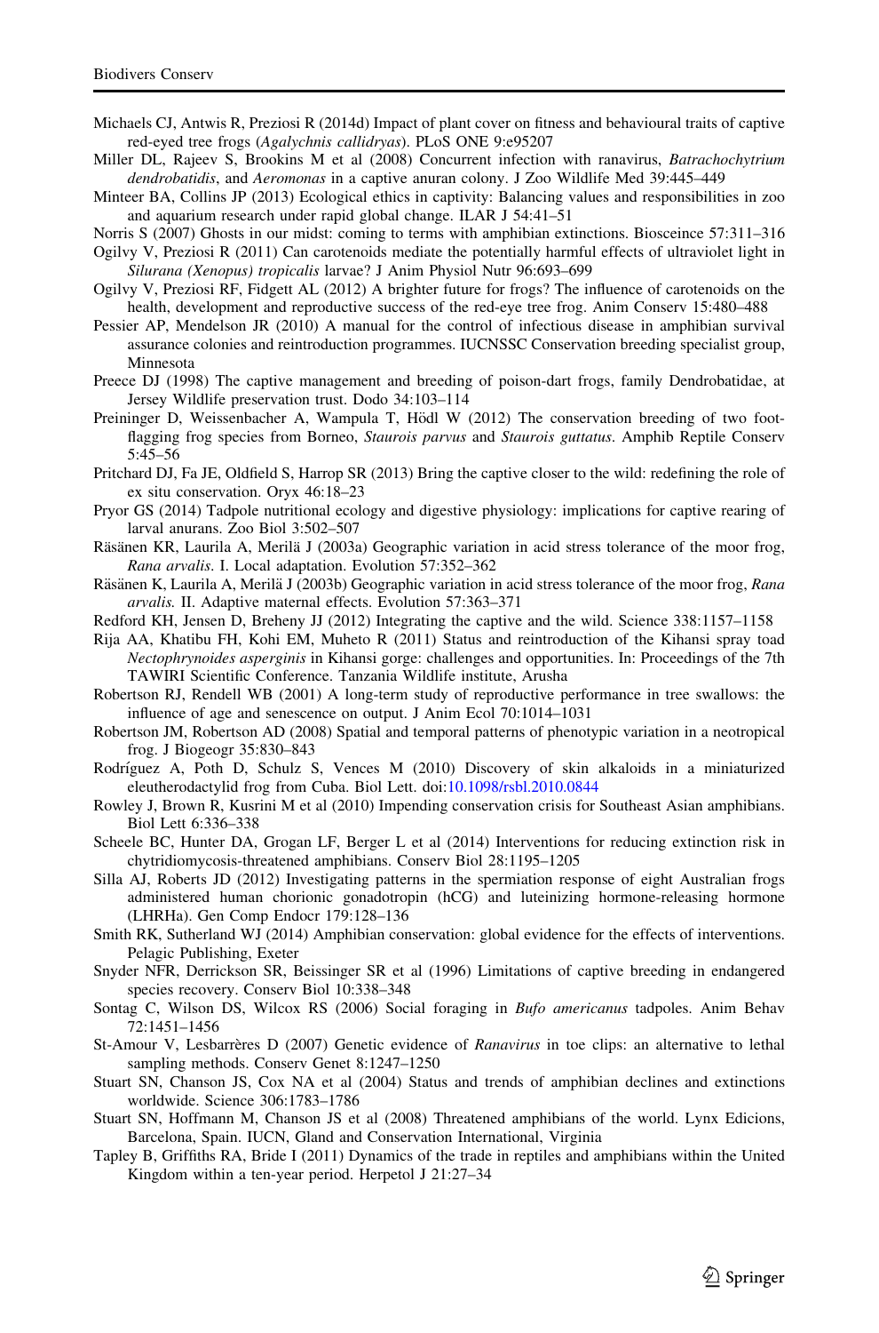Michaels CJ, Antwis R, Preziosi R (2014d) Impact of plant cover on fitness and behavioural traits of captive red-eyed tree frogs (*Agalychnis callidryas*). PLoS ONE 9:e95207

Miller DL, Rajeev S, Brookins M et al (2008) Concurrent infection with ranavirus, *Batrachochytrium dendrobatidis*, and *Aeromonas* in a captive anuran colony. J Zoo Wildlife Med 39:445–449

Minteer BA, Collins JP (2013) Ecological ethics in captivity: Balancing values and responsibilities in zoo and aquarium research under rapid global change. ILAR J 54:41–51

Norris S (2007) Ghosts in our midst: coming to terms with amphibian extinctions. Bioisceince 57:311–316

Ogilvy V, Preziosi R (2011) Can carotenoids mediate the potentially harmful effects of ultraviolet light in *Silurana (Xenopus) tropicalis* larvae? J Anim Physiol Nutr 96:693–699

Ogilvy V, Preziosi RF, Fidgett AL (2012) A brighter future for frogs? The influence of carotenoids on the health, development and reproductive success of the red-eye tree frog. Anim Conserv 15:480–488

Pessier AP, Mendelson JR (2010) A manual for the control of infectious disease in amphibian survival assurance colonies and reintroduction programmes. IUCNSSC Conservation breeding specialist group, Minnesota

Preece DJ (1998) The captive management and breeding of poison-dart frogs, family Dendrobatidae, at Jersey Wildlife preservation trust. Dodo 34:103–114

Preininger D, Weissenbacher A, Wampula T, Hödl W (2012) The conservation breeding of two foot-flagging frog species from Borneo, *Staurois parvus* and *Staurois guttatus*. Amphib Reptile Conserv 5:45–56

Pritchard DJ, Fa JE, Oldfield S, Harrop SR (2013) Bring the captive closer to the wild: redefining the role of ex situ conservation. Oryx 46:18–23

Pryor GS (2014) Tadpole nutritional ecology and digestive physiology: implications for captive rearing of larval anurans. Zoo Biol 3:502–507

Räsänen KR, Laurila A, Merilä J (2003a) Geographic variation in acid stress tolerance of the moor frog, *Rana arvalis*. I. Local adaptation. Evolution 57:352–362

Räsänen K, Laurila A, Merilä J (2003b) Geographic variation in acid stress tolerance of the moor frog, *Rana arvalis*. II. Adaptive maternal effects. Evolution 57:363–371

Redford KH, Jensen D, Breheny JJ (2012) Integrating the captive and the wild. Science 338:1157–1158

Rija AA, Khatibu FH, Kohi EM, Muheto R (2011) Status and reintroduction of the Kihansi spray toad *Nectophrynoides asperginis* in Kihansi gorge: challenges and opportunities. In: Proceedings of the 7th TAWIRI Scientific Conference. Tanzania Wildlife institute, Arusha

Robertson RJ, Rendell WB (2001) A long-term study of reproductive performance in tree swallows: the influence of age and senescence on output. J Anim Ecol 70:1014–1031

Robertson JM, Robertson AD (2008) Spatial and temporal patterns of phenotypic variation in a neotropical frog. J Biogeogr 35:830–843

Rodríguez A, Poth D, Schulz S, Vences M (2010) Discovery of skin alkaloids in a miniaturized eleutherodactylid frog from Cuba. Biol Lett. doi:10.1098/rsbl.2010.0844

Rowley J, Brown R, Kusrini M et al (2010) Impending conservation crisis for Southeast Asian amphibians. Biol Lett 6:336–338

Scheele BC, Hunter DA, Grogan LF, Berger L et al (2014) Interventions for reducing extinction risk in chytridiomycosis-threatened amphibians. Conserv Biol 28:1195–1205

Silla AJ, Roberts JD (2012) Investigating patterns in the spermiation response of eight Australian frogs administered human chorionic gonadotropin (hCG) and luteinizing hormone-releasing hormone (LHRHa). Gen Comp Endocr 179:128–136

Smith RK, Sutherland WJ (2014) Amphibian conservation: global evidence for the effects of interventions. Pelagic Publishing, Exeter

Snyder NFR, Derrickson SR, Beissinger SR et al (1996) Limitations of captive breeding in endangered species recovery. Conserv Biol 10:338–348

Sontag C, Wilson DS, Wilcox RS (2006) Social foraging in *Bufo americanus* tadpoles. Anim Behav 72:1451–1456

St-Amour V, Lesbarrères D (2007) Genetic evidence of *Ranavirus* in toe clips: an alternative to lethal sampling methods. Conserv Genet 8:1247–1250

Stuart SN, Chanson JS, Cox NA et al (2004) Status and trends of amphibian declines and extinctions worldwide. Science 306:1783–1786

Stuart SN, Hoffmann M, Chanson JS et al (2008) Threatened amphibians of the world. Lynx Edicions, Barcelona, Spain. IUCN, Gland and Conservation International, Virginia

Tapley B, Griffiths RA, Bride I (2011) Dynamics of the trade in reptiles and amphibians within the United Kingdom within a ten-year period. Herpetol J 21:27–34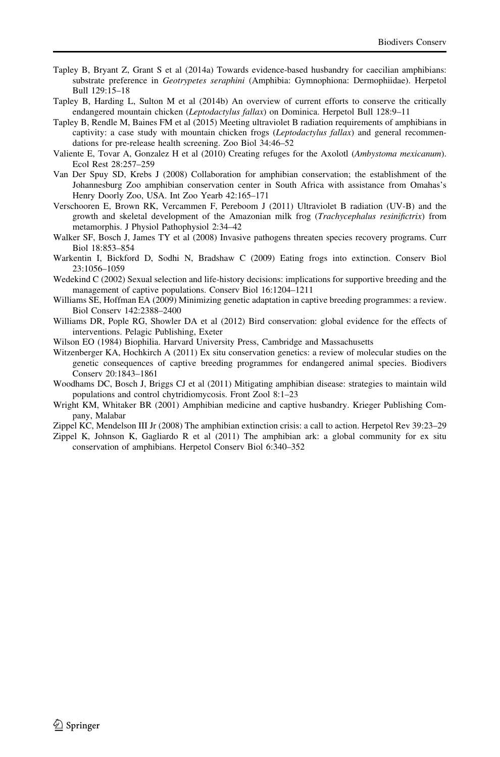Tapley B, Bryant Z, Grant S et al (2014a) Towards evidence-based husbandry for caecilian amphibians: substrate preference in *Geotrypetes seraphini* (Amphibia: Gymnophiona: Dermophiidae). Herpetol Bull 129:15–18

Tapley B, Harding L, Sulton M et al (2014b) An overview of current efforts to conserve the critically endangered mountain chicken (*Leptodactylus fallax*) on Dominica. Herpetol Bull 128:9–11

Tapley B, Rendle M, Baines FM et al (2015) Meeting ultraviolet B radiation requirements of amphibians in captivity: a case study with mountain chicken frogs (*Leptodactylus fallax*) and general recommendations for pre-release health screening. Zoo Biol 34:46–52

Valiente E, Tovar A, Gonzalez H et al (2010) Creating refuges for the Axolotl (*Ambystoma mexicanum*). Ecol Rest 28:257–259

Van Der Spuy SD, Krebs J (2008) Collaboration for amphibian conservation; the establishment of the Johannesburg Zoo amphibian conservation center in South Africa with assistance from Omahas's Henry Doorly Zoo, USA. Int Zoo Yearb 42:165–171

Verschooren E, Brown RK, Vercammen F, Pereboom J (2011) Ultraviolet B radiation (UV-B) and the growth and skeletal development of the Amazonian milk frog (*Trachycephalus resinifictrix*) from metamorphis. J Physiol Pathophysiol 2:34–42

Walker SF, Bosch J, James TY et al (2008) Invasive pathogens threaten species recovery programs. Curr Biol 18:853–854

Warkentin I, Bickford D, Sodhi N, Bradshaw C (2009) Eating frogs into extinction. Conserv Biol 23:1056–1059

Wedekind C (2002) Sexual selection and life-history decisions: implications for supportive breeding and the management of captive populations. Conserv Biol 16:1204–1211

Williams SE, Hoffman EA (2009) Minimizing genetic adaptation in captive breeding programmes: a review. Biol Conserv 142:2388–2400

Williams DR, Pople RG, Showler DA et al (2012) Bird conservation: global evidence for the effects of interventions. Pelagic Publishing, Exeter

Wilson EO (1984) Biophilia. Harvard University Press, Cambridge and Massachusetts

Witzenberger KA, Hochkirch A (2011) Ex situ conservation genetics: a review of molecular studies on the genetic consequences of captive breeding programmes for endangered animal species. Biodivers Conserv 20:1843–1861

Woodhams DC, Bosch J, Briggs CJ et al (2011) Mitigating amphibian disease: strategies to maintain wild populations and control chytridiomycosis. Front Zool 8:1–23

Wright KM, Whitaker BR (2001) Amphibian medicine and captive husbandry. Krieger Publishing Company, Malabar

Zippel KC, Mendelson III Jr (2008) The amphibian extinction crisis: a call to action. Herpetol Rev 39:23–29

Zippel K, Johnson K, Gagliardo R et al (2011) The amphibian ark: a global community for ex situ conservation of amphibians. Herpetol Conserv Biol 6:340–352